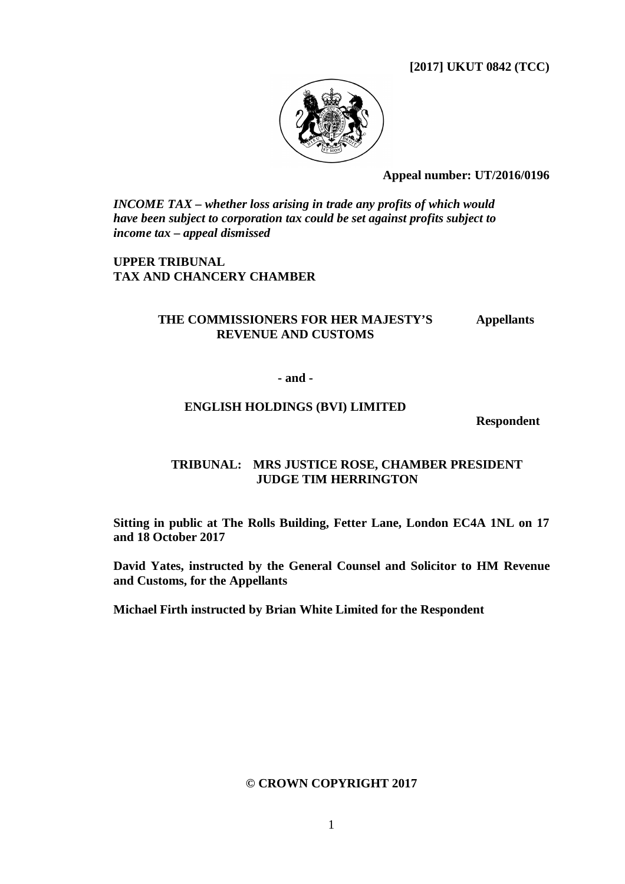**[2017] UKUT 0842 (TCC)**

**Appeal number: UT/2016/0196**

***INCOME TAX – whether loss arising in trade any profits of which would have been subject to corporation tax could be set against profits subject to income tax – appeal dismissed***

**UPPER TRIBUNAL**
**TAX AND CHANCERY CHAMBER**

**THE COMMISSIONERS FOR HER MAJESTY'S REVENUE AND CUSTOMS** — **Appellants**

**- and -**

**ENGLISH HOLDINGS (BVI) LIMITED** — **Respondent**

**TRIBUNAL: MRS JUSTICE ROSE, CHAMBER PRESIDENT**
**JUDGE TIM HERRINGTON**

**Sitting in public at The Rolls Building, Fetter Lane, London EC4A 1NL on 17 and 18 October 2017**

**David Yates, instructed by the General Counsel and Solicitor to HM Revenue and Customs, for the Appellants**

**Michael Firth instructed by Brian White Limited for the Respondent**

**© CROWN COPYRIGHT 2017**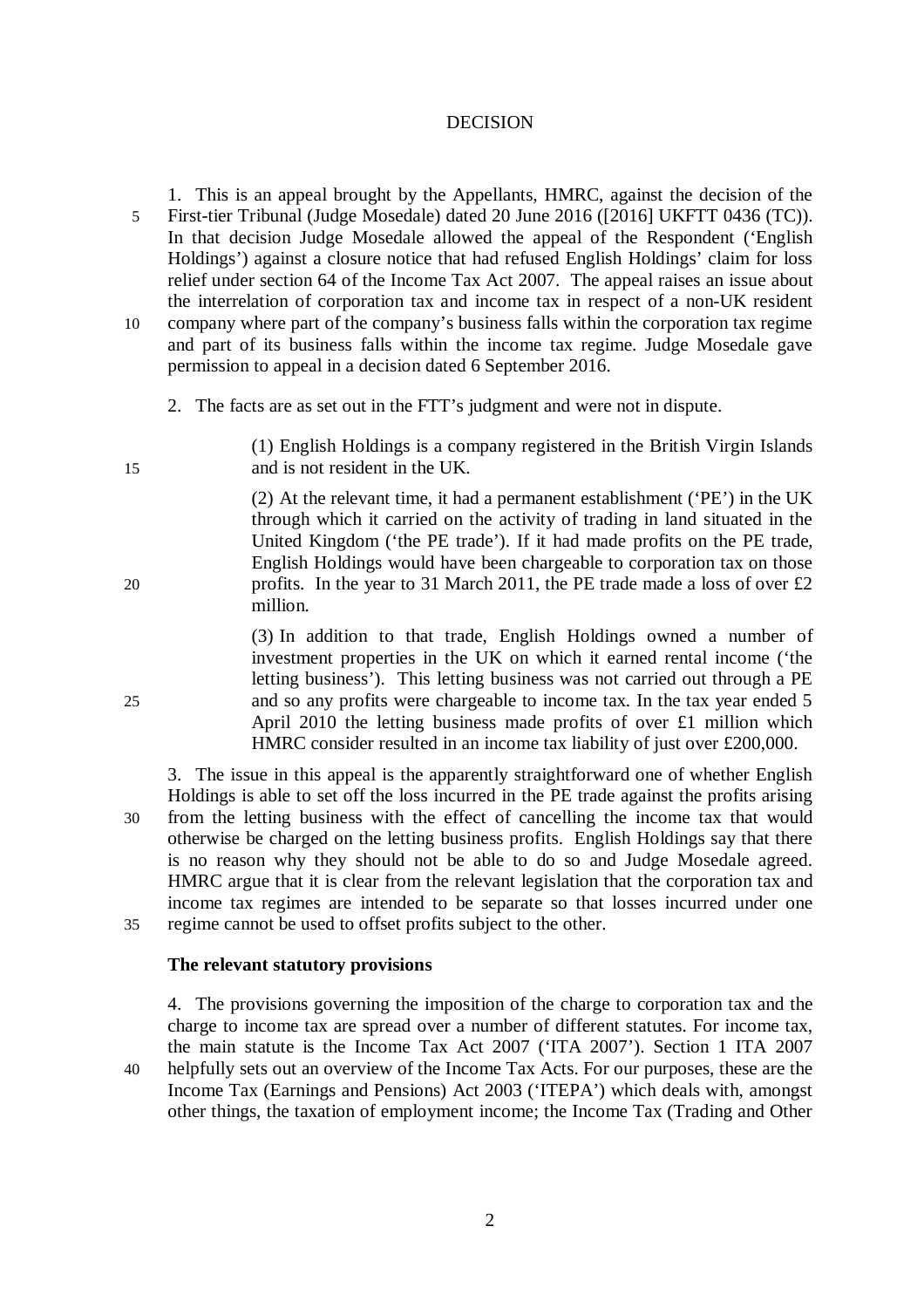# DECISION

1. This is an appeal brought by the Appellants, HMRC, against the decision of the First-tier Tribunal (Judge Mosedale) dated 20 June 2016 ([2016] UKFTT 0436 (TC)). In that decision Judge Mosedale allowed the appeal of the Respondent ('English Holdings') against a closure notice that had refused English Holdings' claim for loss relief under section 64 of the Income Tax Act 2007. The appeal raises an issue about the interrelation of corporation tax and income tax in respect of a non-UK resident company where part of the company's business falls within the corporation tax regime and part of its business falls within the income tax regime. Judge Mosedale gave permission to appeal in a decision dated 6 September 2016.

2. The facts are as set out in the FTT's judgment and were not in dispute.

> (1) English Holdings is a company registered in the British Virgin Islands and is not resident in the UK.
>
> (2) At the relevant time, it had a permanent establishment ('PE') in the UK through which it carried on the activity of trading in land situated in the United Kingdom ('the PE trade'). If it had made profits on the PE trade, English Holdings would have been chargeable to corporation tax on those profits. In the year to 31 March 2011, the PE trade made a loss of over £2 million.
>
> (3) In addition to that trade, English Holdings owned a number of investment properties in the UK on which it earned rental income ('the letting business'). This letting business was not carried out through a PE and so any profits were chargeable to income tax. In the tax year ended 5 April 2010 the letting business made profits of over £1 million which HMRC consider resulted in an income tax liability of just over £200,000.

3. The issue in this appeal is the apparently straightforward one of whether English Holdings is able to set off the loss incurred in the PE trade against the profits arising from the letting business with the effect of cancelling the income tax that would otherwise be charged on the letting business profits. English Holdings say that there is no reason why they should not be able to do so and Judge Mosedale agreed. HMRC argue that it is clear from the relevant legislation that the corporation tax and income tax regimes are intended to be separate so that losses incurred under one regime cannot be used to offset profits subject to the other.

### The relevant statutory provisions

4. The provisions governing the imposition of the charge to corporation tax and the charge to income tax are spread over a number of different statutes. For income tax, the main statute is the Income Tax Act 2007 ('ITA 2007'). Section 1 ITA 2007 helpfully sets out an overview of the Income Tax Acts. For our purposes, these are the Income Tax (Earnings and Pensions) Act 2003 ('ITEPA') which deals with, amongst other things, the taxation of employment income; the Income Tax (Trading and Other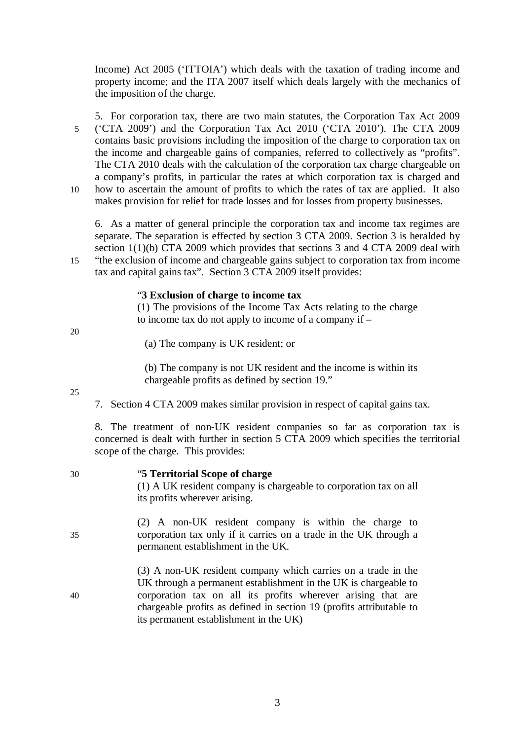Income) Act 2005 ('ITTOIA') which deals with the taxation of trading income and property income; and the ITA 2007 itself which deals largely with the mechanics of the imposition of the charge.

5. For corporation tax, there are two main statutes, the Corporation Tax Act 2009 ('CTA 2009') and the Corporation Tax Act 2010 ('CTA 2010'). The CTA 2009 contains basic provisions including the imposition of the charge to corporation tax on the income and chargeable gains of companies, referred to collectively as "profits". The CTA 2010 deals with the calculation of the corporation tax charge chargeable on a company's profits, in particular the rates at which corporation tax is charged and how to ascertain the amount of profits to which the rates of tax are applied. It also makes provision for relief for trade losses and for losses from property businesses.

6. As a matter of general principle the corporation tax and income tax regimes are separate. The separation is effected by section 3 CTA 2009. Section 3 is heralded by section 1(1)(b) CTA 2009 which provides that sections 3 and 4 CTA 2009 deal with "the exclusion of income and chargeable gains subject to corporation tax from income tax and capital gains tax". Section 3 CTA 2009 itself provides:

> "**3 Exclusion of charge to income tax**
> (1) The provisions of the Income Tax Acts relating to the charge to income tax do not apply to income of a company if –
>
> (a) The company is UK resident; or
>
> (b) The company is not UK resident and the income is within its chargeable profits as defined by section 19."

7. Section 4 CTA 2009 makes similar provision in respect of capital gains tax.

8. The treatment of non-UK resident companies so far as corporation tax is concerned is dealt with further in section 5 CTA 2009 which specifies the territorial scope of the charge. This provides:

> "**5 Territorial Scope of charge**
> (1) A UK resident company is chargeable to corporation tax on all its profits wherever arising.
>
> (2) A non-UK resident company is within the charge to corporation tax only if it carries on a trade in the UK through a permanent establishment in the UK.
>
> (3) A non-UK resident company which carries on a trade in the UK through a permanent establishment in the UK is chargeable to corporation tax on all its profits wherever arising that are chargeable profits as defined in section 19 (profits attributable to its permanent establishment in the UK)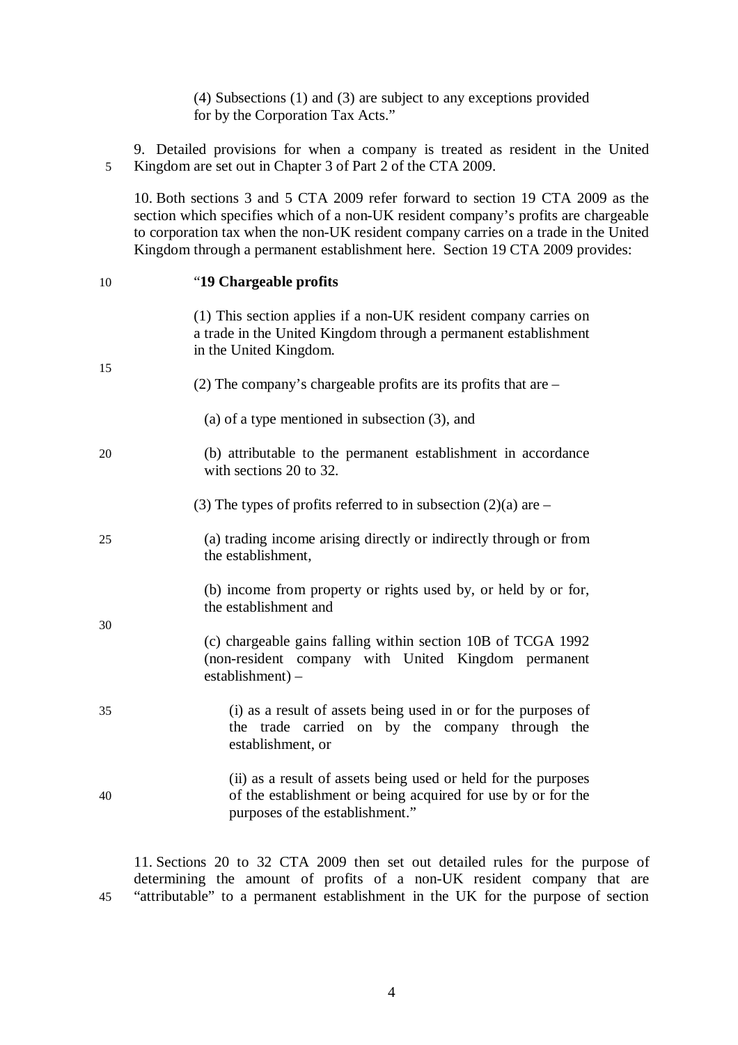> (4) Subsections (1) and (3) are subject to any exceptions provided for by the Corporation Tax Acts."

9. Detailed provisions for when a company is treated as resident in the United Kingdom are set out in Chapter 3 of Part 2 of the CTA 2009.

10. Both sections 3 and 5 CTA 2009 refer forward to section 19 CTA 2009 as the section which specifies which of a non-UK resident company's profits are chargeable to corporation tax when the non-UK resident company carries on a trade in the United Kingdom through a permanent establishment here. Section 19 CTA 2009 provides:

> "**19 Chargeable profits**
>
> (1) This section applies if a non-UK resident company carries on a trade in the United Kingdom through a permanent establishment in the United Kingdom.
>
> (2) The company's chargeable profits are its profits that are –
>
> (a) of a type mentioned in subsection (3), and
>
> (b) attributable to the permanent establishment in accordance with sections 20 to 32.
>
> (3) The types of profits referred to in subsection (2)(a) are –
>
> (a) trading income arising directly or indirectly through or from the establishment,
>
> (b) income from property or rights used by, or held by or for, the establishment and
>
> (c) chargeable gains falling within section 10B of TCGA 1992 (non-resident company with United Kingdom permanent establishment) –
>
> (i) as a result of assets being used in or for the purposes of the trade carried on by the company through the establishment, or
>
> (ii) as a result of assets being used or held for the purposes of the establishment or being acquired for use by or for the purposes of the establishment."

11. Sections 20 to 32 CTA 2009 then set out detailed rules for the purpose of determining the amount of profits of a non-UK resident company that are "attributable" to a permanent establishment in the UK for the purpose of section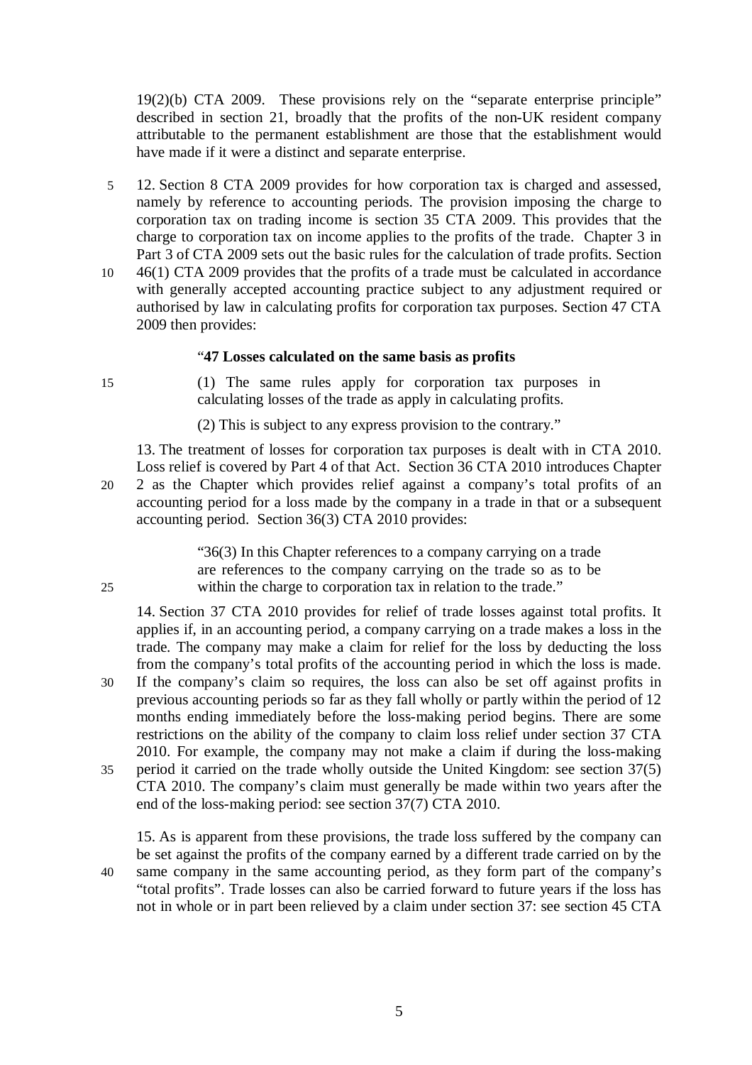19(2)(b) CTA 2009. These provisions rely on the "separate enterprise principle" described in section 21, broadly that the profits of the non-UK resident company attributable to the permanent establishment are those that the establishment would have made if it were a distinct and separate enterprise.

12. Section 8 CTA 2009 provides for how corporation tax is charged and assessed, namely by reference to accounting periods. The provision imposing the charge to corporation tax on trading income is section 35 CTA 2009. This provides that the charge to corporation tax on income applies to the profits of the trade. Chapter 3 in Part 3 of CTA 2009 sets out the basic rules for the calculation of trade profits. Section 46(1) CTA 2009 provides that the profits of a trade must be calculated in accordance with generally accepted accounting practice subject to any adjustment required or authorised by law in calculating profits for corporation tax purposes. Section 47 CTA 2009 then provides:

> "**47 Losses calculated on the same basis as profits**
>
> (1) The same rules apply for corporation tax purposes in calculating losses of the trade as apply in calculating profits.
>
> (2) This is subject to any express provision to the contrary."

13. The treatment of losses for corporation tax purposes is dealt with in CTA 2010. Loss relief is covered by Part 4 of that Act. Section 36 CTA 2010 introduces Chapter 2 as the Chapter which provides relief against a company's total profits of an accounting period for a loss made by the company in a trade in that or a subsequent accounting period. Section 36(3) CTA 2010 provides:

> "36(3) In this Chapter references to a company carrying on a trade are references to the company carrying on the trade so as to be within the charge to corporation tax in relation to the trade."

14. Section 37 CTA 2010 provides for relief of trade losses against total profits. It applies if, in an accounting period, a company carrying on a trade makes a loss in the trade. The company may make a claim for relief for the loss by deducting the loss from the company's total profits of the accounting period in which the loss is made. If the company's claim so requires, the loss can also be set off against profits in previous accounting periods so far as they fall wholly or partly within the period of 12 months ending immediately before the loss-making period begins. There are some restrictions on the ability of the company to claim loss relief under section 37 CTA 2010. For example, the company may not make a claim if during the loss-making period it carried on the trade wholly outside the United Kingdom: see section 37(5) CTA 2010. The company's claim must generally be made within two years after the end of the loss-making period: see section 37(7) CTA 2010.

15. As is apparent from these provisions, the trade loss suffered by the company can be set against the profits of the company earned by a different trade carried on by the same company in the same accounting period, as they form part of the company's "total profits". Trade losses can also be carried forward to future years if the loss has not in whole or in part been relieved by a claim under section 37: see section 45 CTA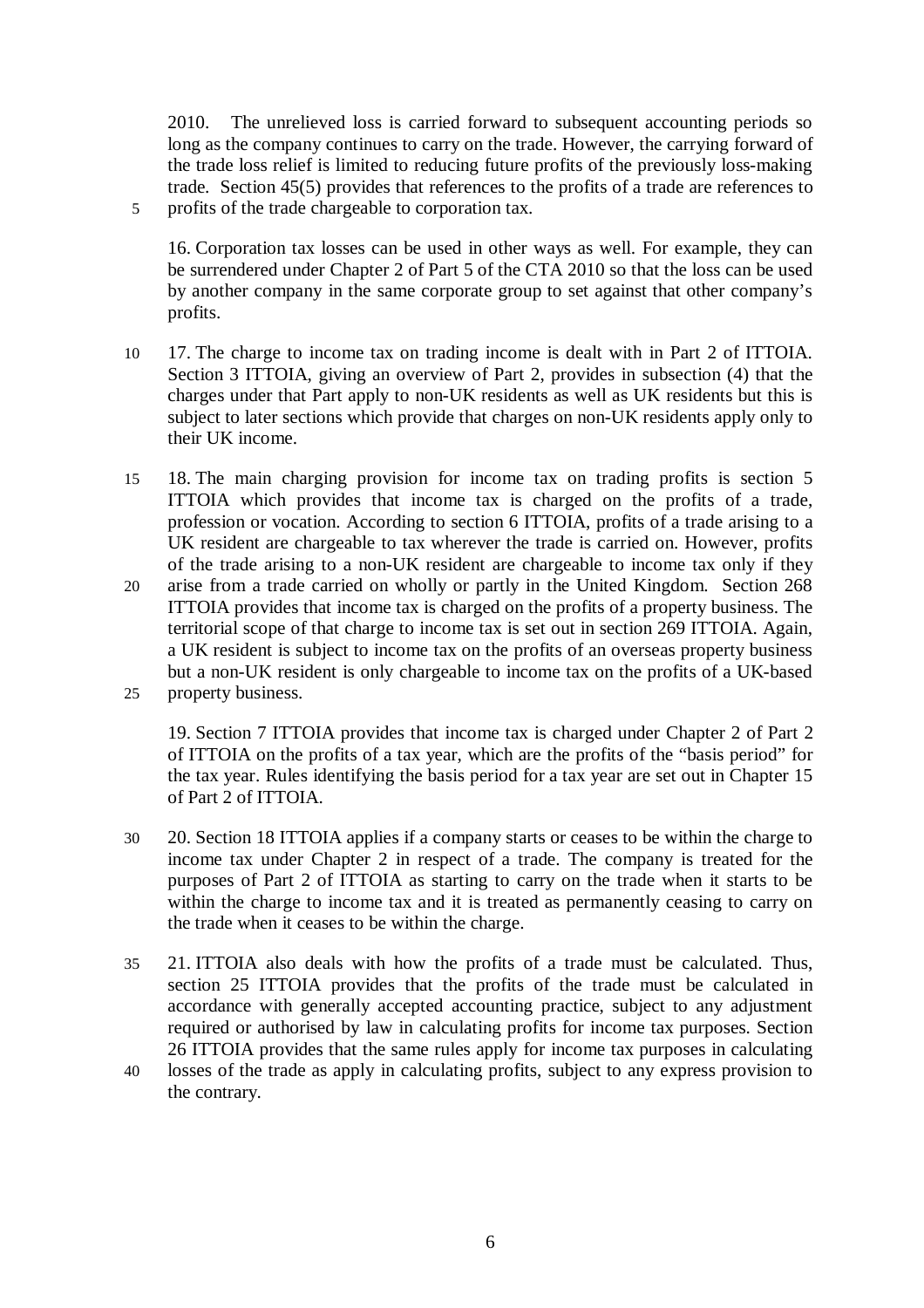2010. The unrelieved loss is carried forward to subsequent accounting periods so long as the company continues to carry on the trade. However, the carrying forward of the trade loss relief is limited to reducing future profits of the previously loss-making trade. Section 45(5) provides that references to the profits of a trade are references to profits of the trade chargeable to corporation tax.

16. Corporation tax losses can be used in other ways as well. For example, they can be surrendered under Chapter 2 of Part 5 of the CTA 2010 so that the loss can be used by another company in the same corporate group to set against that other company's profits.

17. The charge to income tax on trading income is dealt with in Part 2 of ITTOIA. Section 3 ITTOIA, giving an overview of Part 2, provides in subsection (4) that the charges under that Part apply to non-UK residents as well as UK residents but this is subject to later sections which provide that charges on non-UK residents apply only to their UK income.

18. The main charging provision for income tax on trading profits is section 5 ITTOIA which provides that income tax is charged on the profits of a trade, profession or vocation. According to section 6 ITTOIA, profits of a trade arising to a UK resident are chargeable to tax wherever the trade is carried on. However, profits of the trade arising to a non-UK resident are chargeable to income tax only if they arise from a trade carried on wholly or partly in the United Kingdom. Section 268 ITTOIA provides that income tax is charged on the profits of a property business. The territorial scope of that charge to income tax is set out in section 269 ITTOIA. Again, a UK resident is subject to income tax on the profits of an overseas property business but a non-UK resident is only chargeable to income tax on the profits of a UK-based property business.

19. Section 7 ITTOIA provides that income tax is charged under Chapter 2 of Part 2 of ITTOIA on the profits of a tax year, which are the profits of the "basis period" for the tax year. Rules identifying the basis period for a tax year are set out in Chapter 15 of Part 2 of ITTOIA.

20. Section 18 ITTOIA applies if a company starts or ceases to be within the charge to income tax under Chapter 2 in respect of a trade. The company is treated for the purposes of Part 2 of ITTOIA as starting to carry on the trade when it starts to be within the charge to income tax and it is treated as permanently ceasing to carry on the trade when it ceases to be within the charge.

21. ITTOIA also deals with how the profits of a trade must be calculated. Thus, section 25 ITTOIA provides that the profits of the trade must be calculated in accordance with generally accepted accounting practice, subject to any adjustment required or authorised by law in calculating profits for income tax purposes. Section 26 ITTOIA provides that the same rules apply for income tax purposes in calculating losses of the trade as apply in calculating profits, subject to any express provision to the contrary.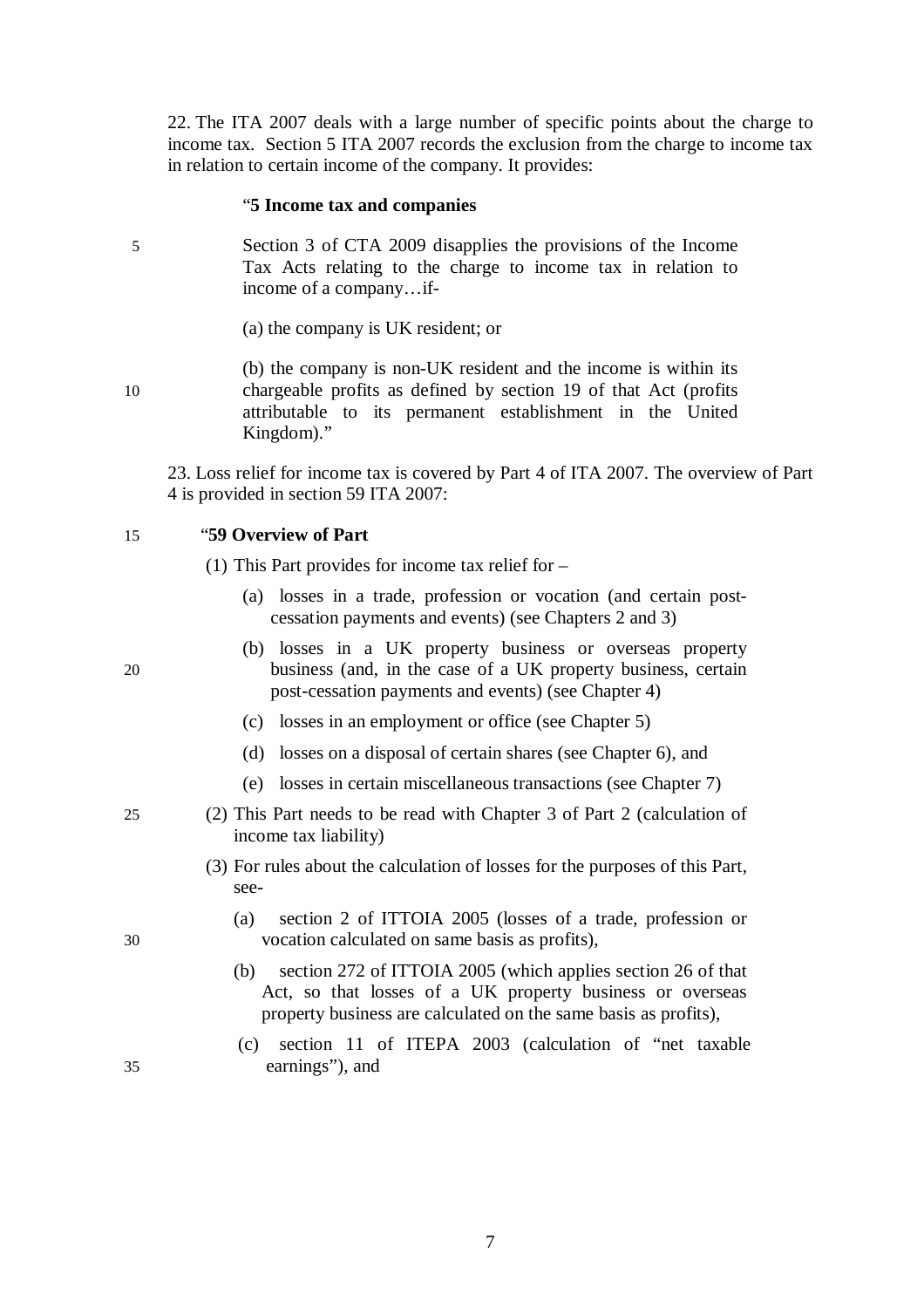22. The ITA 2007 deals with a large number of specific points about the charge to income tax. Section 5 ITA 2007 records the exclusion from the charge to income tax in relation to certain income of the company. It provides:

> "**5 Income tax and companies**
>
> Section 3 of CTA 2009 disapplies the provisions of the Income Tax Acts relating to the charge to income tax in relation to income of a company…if-
>
> (a) the company is UK resident; or
>
> (b) the company is non-UK resident and the income is within its chargeable profits as defined by section 19 of that Act (profits attributable to its permanent establishment in the United Kingdom)."

23. Loss relief for income tax is covered by Part 4 of ITA 2007. The overview of Part 4 is provided in section 59 ITA 2007:

> "**59 Overview of Part**
>
> (1) This Part provides for income tax relief for –
>
> (a) losses in a trade, profession or vocation (and certain post-cessation payments and events) (see Chapters 2 and 3)
>
> (b) losses in a UK property business or overseas property business (and, in the case of a UK property business, certain post-cessation payments and events) (see Chapter 4)
>
> (c) losses in an employment or office (see Chapter 5)
>
> (d) losses on a disposal of certain shares (see Chapter 6), and
>
> (e) losses in certain miscellaneous transactions (see Chapter 7)
>
> (2) This Part needs to be read with Chapter 3 of Part 2 (calculation of income tax liability)
>
> (3) For rules about the calculation of losses for the purposes of this Part, see-
>
> (a) section 2 of ITTOIA 2005 (losses of a trade, profession or vocation calculated on same basis as profits),
>
> (b) section 272 of ITTOIA 2005 (which applies section 26 of that Act, so that losses of a UK property business or overseas property business are calculated on the same basis as profits),
>
> (c) section 11 of ITEPA 2003 (calculation of "net taxable earnings"), and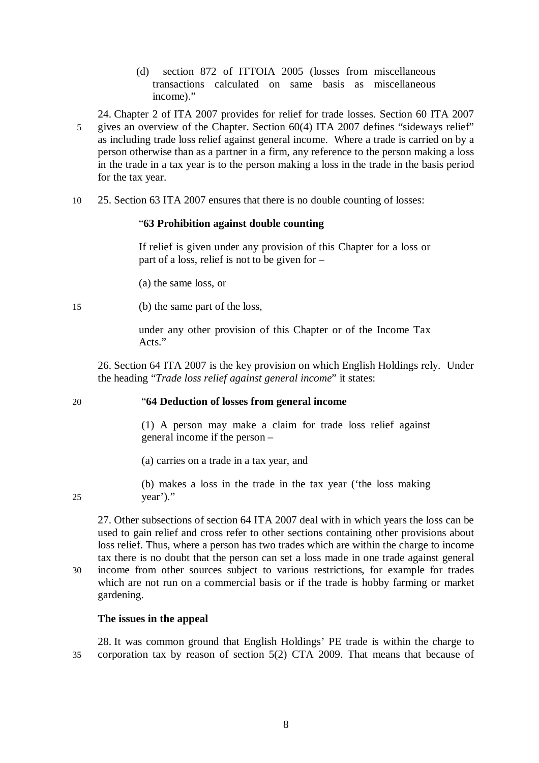(d) section 872 of ITTOIA 2005 (losses from miscellaneous transactions calculated on same basis as miscellaneous income)."

24. Chapter 2 of ITA 2007 provides for relief for trade losses. Section 60 ITA 2007 gives an overview of the Chapter. Section 60(4) ITA 2007 defines "sideways relief" as including trade loss relief against general income. Where a trade is carried on by a person otherwise than as a partner in a firm, any reference to the person making a loss in the trade in a tax year is to the person making a loss in the trade in the basis period for the tax year.

25. Section 63 ITA 2007 ensures that there is no double counting of losses:

> "**63 Prohibition against double counting**
>
> If relief is given under any provision of this Chapter for a loss or part of a loss, relief is not to be given for –
>
> (a) the same loss, or
>
> (b) the same part of the loss,
>
> under any other provision of this Chapter or of the Income Tax Acts."

26. Section 64 ITA 2007 is the key provision on which English Holdings rely. Under the heading "*Trade loss relief against general income*" it states:

> "**64 Deduction of losses from general income**
>
> (1) A person may make a claim for trade loss relief against general income if the person –
>
> (a) carries on a trade in a tax year, and
>
> (b) makes a loss in the trade in the tax year ('the loss making year')."

27. Other subsections of section 64 ITA 2007 deal with in which years the loss can be used to gain relief and cross refer to other sections containing other provisions about loss relief. Thus, where a person has two trades which are within the charge to income tax there is no doubt that the person can set a loss made in one trade against general income from other sources subject to various restrictions, for example for trades which are not run on a commercial basis or if the trade is hobby farming or market gardening.

**The issues in the appeal**

28. It was common ground that English Holdings' PE trade is within the charge to corporation tax by reason of section 5(2) CTA 2009. That means that because of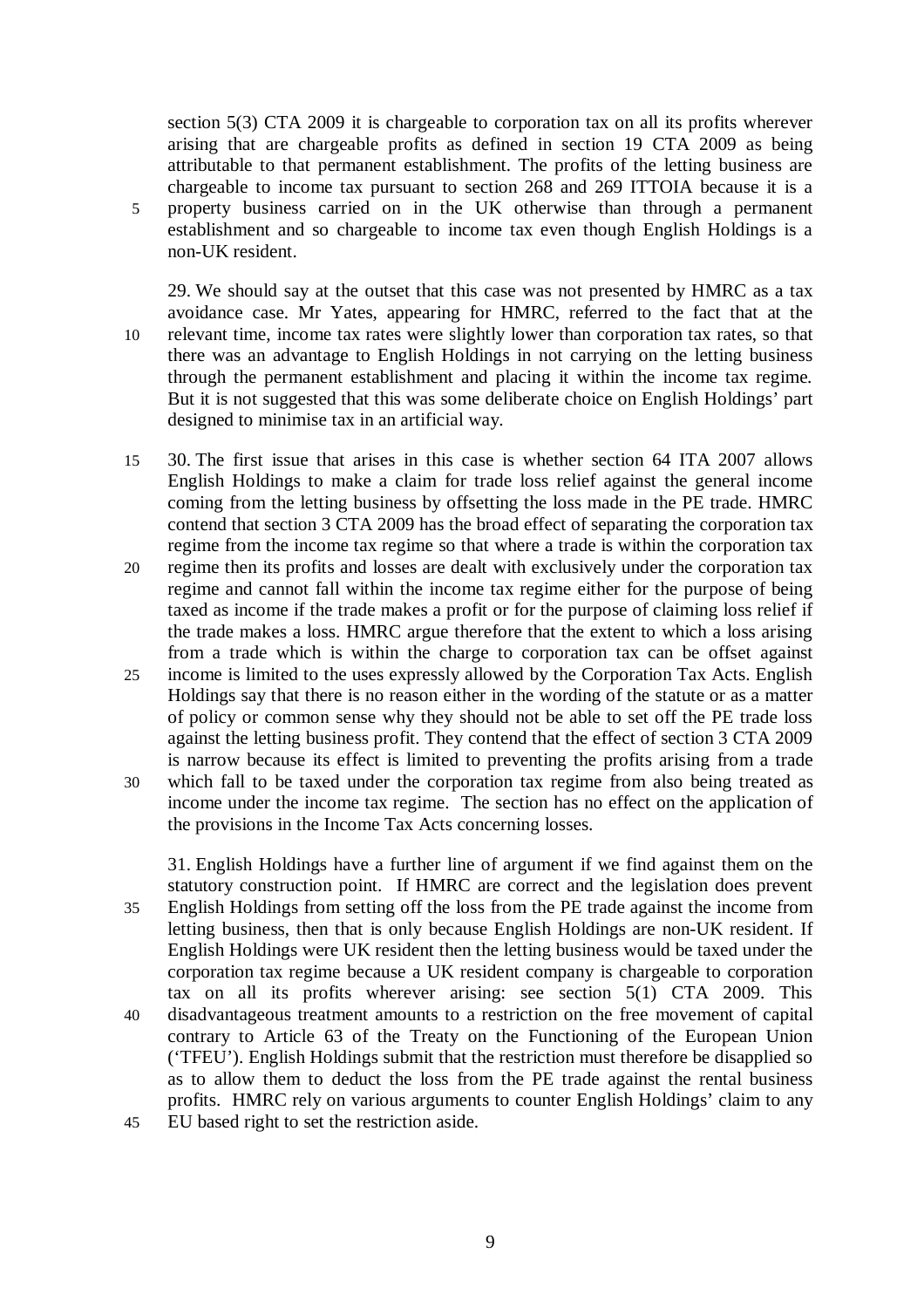section 5(3) CTA 2009 it is chargeable to corporation tax on all its profits wherever arising that are chargeable profits as defined in section 19 CTA 2009 as being attributable to that permanent establishment. The profits of the letting business are chargeable to income tax pursuant to section 268 and 269 ITTOIA because it is a property business carried on in the UK otherwise than through a permanent establishment and so chargeable to income tax even though English Holdings is a non-UK resident.

29. We should say at the outset that this case was not presented by HMRC as a tax avoidance case. Mr Yates, appearing for HMRC, referred to the fact that at the relevant time, income tax rates were slightly lower than corporation tax rates, so that there was an advantage to English Holdings in not carrying on the letting business through the permanent establishment and placing it within the income tax regime. But it is not suggested that this was some deliberate choice on English Holdings' part designed to minimise tax in an artificial way.

30. The first issue that arises in this case is whether section 64 ITA 2007 allows English Holdings to make a claim for trade loss relief against the general income coming from the letting business by offsetting the loss made in the PE trade. HMRC contend that section 3 CTA 2009 has the broad effect of separating the corporation tax regime from the income tax regime so that where a trade is within the corporation tax regime then its profits and losses are dealt with exclusively under the corporation tax regime and cannot fall within the income tax regime either for the purpose of being taxed as income if the trade makes a profit or for the purpose of claiming loss relief if the trade makes a loss. HMRC argue therefore that the extent to which a loss arising from a trade which is within the charge to corporation tax can be offset against income is limited to the uses expressly allowed by the Corporation Tax Acts. English Holdings say that there is no reason either in the wording of the statute or as a matter of policy or common sense why they should not be able to set off the PE trade loss against the letting business profit. They contend that the effect of section 3 CTA 2009 is narrow because its effect is limited to preventing the profits arising from a trade which fall to be taxed under the corporation tax regime from also being treated as income under the income tax regime. The section has no effect on the application of the provisions in the Income Tax Acts concerning losses.

31. English Holdings have a further line of argument if we find against them on the statutory construction point. If HMRC are correct and the legislation does prevent English Holdings from setting off the loss from the PE trade against the income from letting business, then that is only because English Holdings are non-UK resident. If English Holdings were UK resident then the letting business would be taxed under the corporation tax regime because a UK resident company is chargeable to corporation tax on all its profits wherever arising: see section 5(1) CTA 2009. This disadvantageous treatment amounts to a restriction on the free movement of capital contrary to Article 63 of the Treaty on the Functioning of the European Union ('TFEU'). English Holdings submit that the restriction must therefore be disapplied so as to allow them to deduct the loss from the PE trade against the rental business profits. HMRC rely on various arguments to counter English Holdings' claim to any EU based right to set the restriction aside.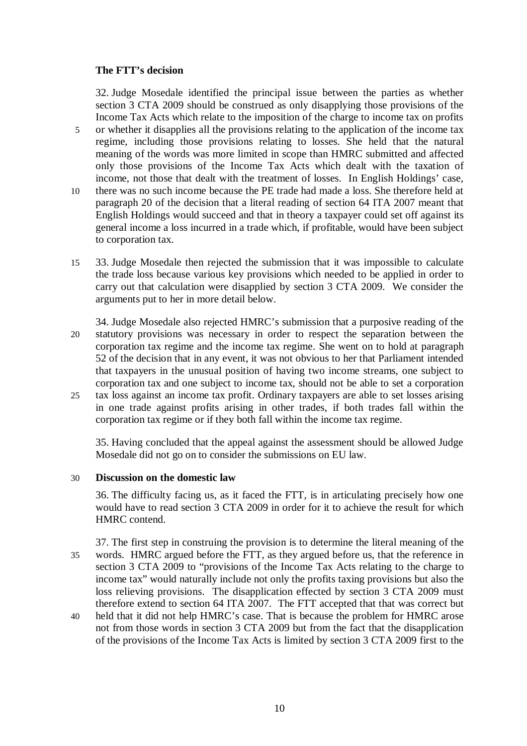**The FTT's decision**

32. Judge Mosedale identified the principal issue between the parties as whether section 3 CTA 2009 should be construed as only disapplying those provisions of the Income Tax Acts which relate to the imposition of the charge to income tax on profits or whether it disapplies all the provisions relating to the application of the income tax regime, including those provisions relating to losses. She held that the natural meaning of the words was more limited in scope than HMRC submitted and affected only those provisions of the Income Tax Acts which dealt with the taxation of income, not those that dealt with the treatment of losses. In English Holdings' case, there was no such income because the PE trade had made a loss. She therefore held at paragraph 20 of the decision that a literal reading of section 64 ITA 2007 meant that English Holdings would succeed and that in theory a taxpayer could set off against its general income a loss incurred in a trade which, if profitable, would have been subject to corporation tax.

33. Judge Mosedale then rejected the submission that it was impossible to calculate the trade loss because various key provisions which needed to be applied in order to carry out that calculation were disapplied by section 3 CTA 2009. We consider the arguments put to her in more detail below.

34. Judge Mosedale also rejected HMRC's submission that a purposive reading of the statutory provisions was necessary in order to respect the separation between the corporation tax regime and the income tax regime. She went on to hold at paragraph 52 of the decision that in any event, it was not obvious to her that Parliament intended that taxpayers in the unusual position of having two income streams, one subject to corporation tax and one subject to income tax, should not be able to set a corporation tax loss against an income tax profit. Ordinary taxpayers are able to set losses arising in one trade against profits arising in other trades, if both trades fall within the corporation tax regime or if they both fall within the income tax regime.

35. Having concluded that the appeal against the assessment should be allowed Judge Mosedale did not go on to consider the submissions on EU law.

**Discussion on the domestic law**

36. The difficulty facing us, as it faced the FTT, is in articulating precisely how one would have to read section 3 CTA 2009 in order for it to achieve the result for which HMRC contend.

37. The first step in construing the provision is to determine the literal meaning of the words. HMRC argued before the FTT, as they argued before us, that the reference in section 3 CTA 2009 to "provisions of the Income Tax Acts relating to the charge to income tax" would naturally include not only the profits taxing provisions but also the loss relieving provisions. The disapplication effected by section 3 CTA 2009 must therefore extend to section 64 ITA 2007. The FTT accepted that that was correct but held that it did not help HMRC's case. That is because the problem for HMRC arose not from those words in section 3 CTA 2009 but from the fact that the disapplication of the provisions of the Income Tax Acts is limited by section 3 CTA 2009 first to the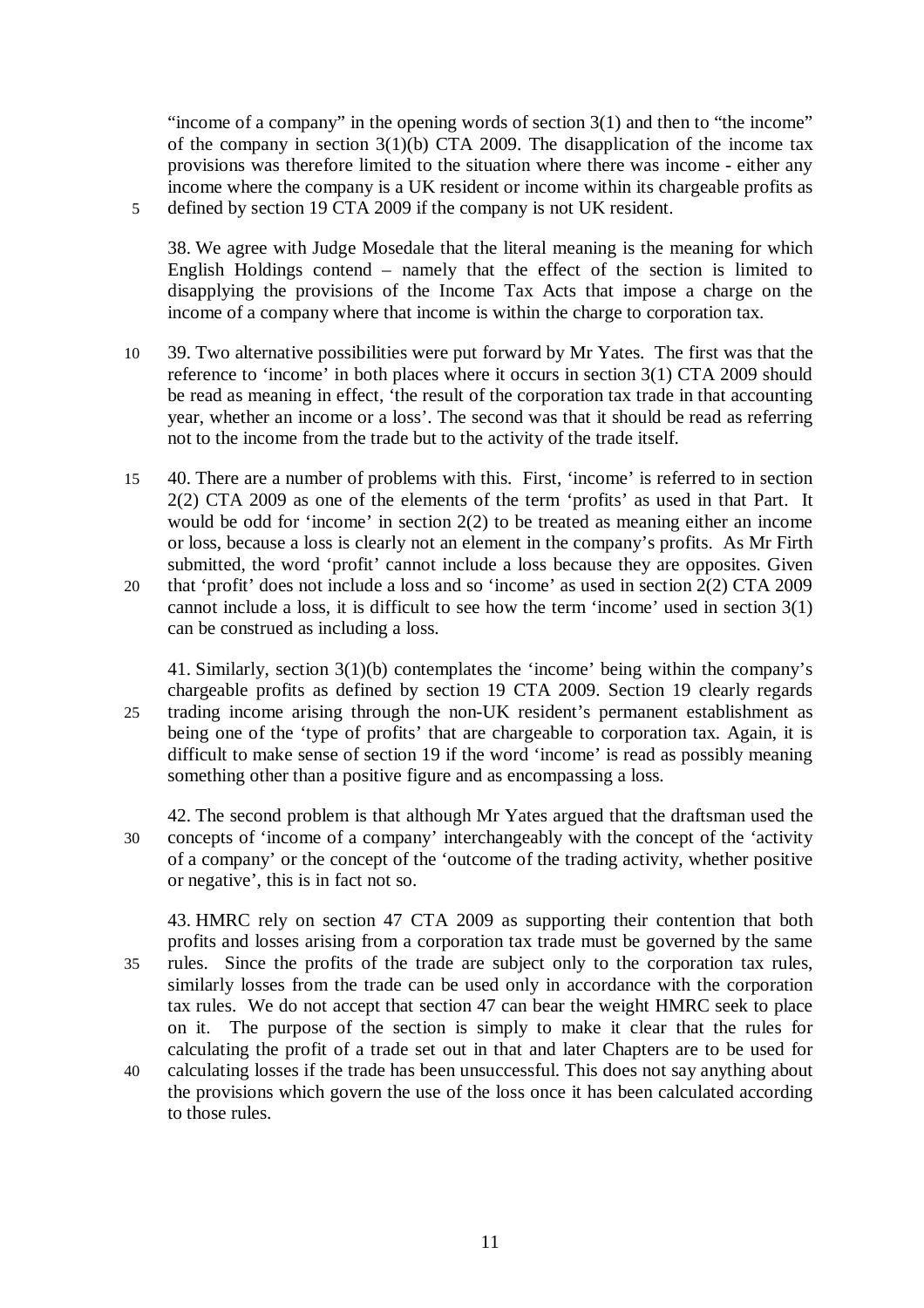"income of a company" in the opening words of section 3(1) and then to "the income" of the company in section 3(1)(b) CTA 2009. The disapplication of the income tax provisions was therefore limited to the situation where there was income - either any income where the company is a UK resident or income within its chargeable profits as defined by section 19 CTA 2009 if the company is not UK resident.

38. We agree with Judge Mosedale that the literal meaning is the meaning for which English Holdings contend – namely that the effect of the section is limited to disapplying the provisions of the Income Tax Acts that impose a charge on the income of a company where that income is within the charge to corporation tax.

39. Two alternative possibilities were put forward by Mr Yates. The first was that the reference to 'income' in both places where it occurs in section 3(1) CTA 2009 should be read as meaning in effect, 'the result of the corporation tax trade in that accounting year, whether an income or a loss'. The second was that it should be read as referring not to the income from the trade but to the activity of the trade itself.

40. There are a number of problems with this. First, 'income' is referred to in section 2(2) CTA 2009 as one of the elements of the term 'profits' as used in that Part. It would be odd for 'income' in section 2(2) to be treated as meaning either an income or loss, because a loss is clearly not an element in the company's profits. As Mr Firth submitted, the word 'profit' cannot include a loss because they are opposites. Given that 'profit' does not include a loss and so 'income' as used in section 2(2) CTA 2009 cannot include a loss, it is difficult to see how the term 'income' used in section 3(1) can be construed as including a loss.

41. Similarly, section 3(1)(b) contemplates the 'income' being within the company's chargeable profits as defined by section 19 CTA 2009. Section 19 clearly regards trading income arising through the non-UK resident's permanent establishment as being one of the 'type of profits' that are chargeable to corporation tax. Again, it is difficult to make sense of section 19 if the word 'income' is read as possibly meaning something other than a positive figure and as encompassing a loss.

42. The second problem is that although Mr Yates argued that the draftsman used the concepts of 'income of a company' interchangeably with the concept of the 'activity of a company' or the concept of the 'outcome of the trading activity, whether positive or negative', this is in fact not so.

43. HMRC rely on section 47 CTA 2009 as supporting their contention that both profits and losses arising from a corporation tax trade must be governed by the same rules. Since the profits of the trade are subject only to the corporation tax rules, similarly losses from the trade can be used only in accordance with the corporation tax rules. We do not accept that section 47 can bear the weight HMRC seek to place on it. The purpose of the section is simply to make it clear that the rules for calculating the profit of a trade set out in that and later Chapters are to be used for calculating losses if the trade has been unsuccessful. This does not say anything about the provisions which govern the use of the loss once it has been calculated according to those rules.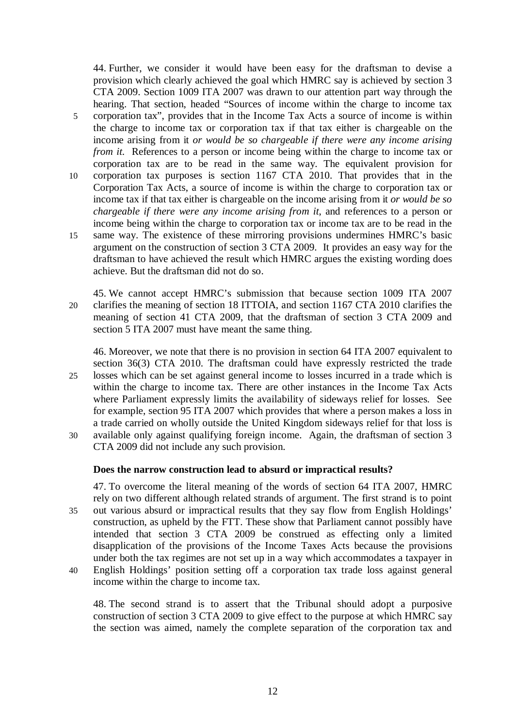44. Further, we consider it would have been easy for the draftsman to devise a provision which clearly achieved the goal which HMRC say is achieved by section 3 CTA 2009. Section 1009 ITA 2007 was drawn to our attention part way through the hearing. That section, headed "Sources of income within the charge to income tax corporation tax", provides that in the Income Tax Acts a source of income is within the charge to income tax or corporation tax if that tax either is chargeable on the income arising from it *or would be so chargeable if there were any income arising from it.* References to a person or income being within the charge to income tax or corporation tax are to be read in the same way. The equivalent provision for corporation tax purposes is section 1167 CTA 2010. That provides that in the Corporation Tax Acts, a source of income is within the charge to corporation tax or income tax if that tax either is chargeable on the income arising from it *or would be so chargeable if there were any income arising from it*, and references to a person or income being within the charge to corporation tax or income tax are to be read in the same way. The existence of these mirroring provisions undermines HMRC's basic argument on the construction of section 3 CTA 2009. It provides an easy way for the draftsman to have achieved the result which HMRC argues the existing wording does achieve. But the draftsman did not do so.

45. We cannot accept HMRC's submission that because section 1009 ITA 2007 clarifies the meaning of section 18 ITTOIA, and section 1167 CTA 2010 clarifies the meaning of section 41 CTA 2009, that the draftsman of section 3 CTA 2009 and section 5 ITA 2007 must have meant the same thing.

46. Moreover, we note that there is no provision in section 64 ITA 2007 equivalent to section 36(3) CTA 2010. The draftsman could have expressly restricted the trade losses which can be set against general income to losses incurred in a trade which is within the charge to income tax. There are other instances in the Income Tax Acts where Parliament expressly limits the availability of sideways relief for losses. See for example, section 95 ITA 2007 which provides that where a person makes a loss in a trade carried on wholly outside the United Kingdom sideways relief for that loss is available only against qualifying foreign income. Again, the draftsman of section 3 CTA 2009 did not include any such provision.

**Does the narrow construction lead to absurd or impractical results?**

47. To overcome the literal meaning of the words of section 64 ITA 2007, HMRC rely on two different although related strands of argument. The first strand is to point out various absurd or impractical results that they say flow from English Holdings' construction, as upheld by the FTT. These show that Parliament cannot possibly have intended that section 3 CTA 2009 be construed as effecting only a limited disapplication of the provisions of the Income Taxes Acts because the provisions under both the tax regimes are not set up in a way which accommodates a taxpayer in English Holdings' position setting off a corporation tax trade loss against general income within the charge to income tax.

48. The second strand is to assert that the Tribunal should adopt a purposive construction of section 3 CTA 2009 to give effect to the purpose at which HMRC say the section was aimed, namely the complete separation of the corporation tax and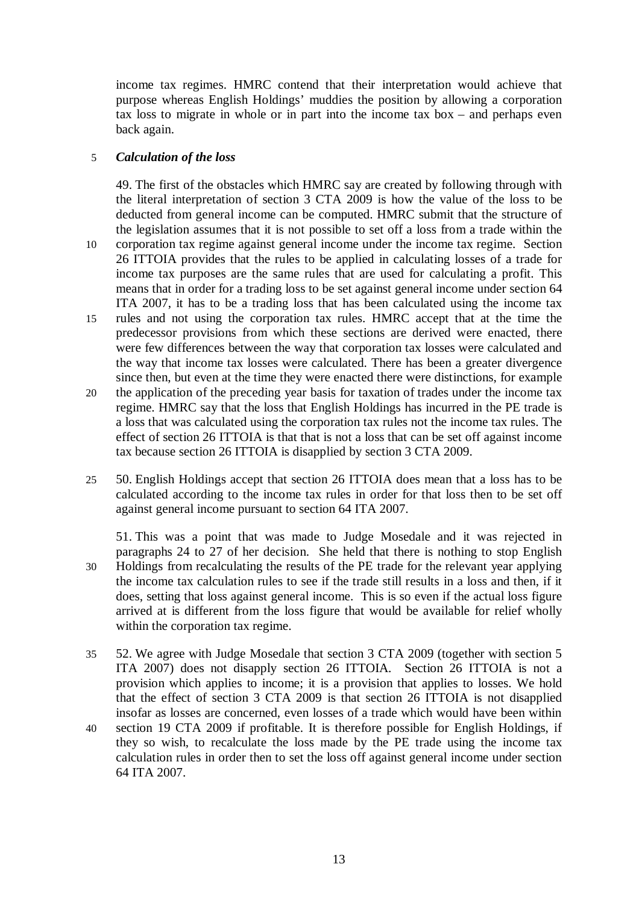income tax regimes. HMRC contend that their interpretation would achieve that purpose whereas English Holdings' muddies the position by allowing a corporation tax loss to migrate in whole or in part into the income tax box – and perhaps even back again.

### *Calculation of the loss*

49. The first of the obstacles which HMRC say are created by following through with the literal interpretation of section 3 CTA 2009 is how the value of the loss to be deducted from general income can be computed. HMRC submit that the structure of the legislation assumes that it is not possible to set off a loss from a trade within the corporation tax regime against general income under the income tax regime. Section 26 ITTOIA provides that the rules to be applied in calculating losses of a trade for income tax purposes are the same rules that are used for calculating a profit. This means that in order for a trading loss to be set against general income under section 64 ITA 2007, it has to be a trading loss that has been calculated using the income tax rules and not using the corporation tax rules. HMRC accept that at the time the predecessor provisions from which these sections are derived were enacted, there were few differences between the way that corporation tax losses were calculated and the way that income tax losses were calculated. There has been a greater divergence since then, but even at the time they were enacted there were distinctions, for example the application of the preceding year basis for taxation of trades under the income tax regime. HMRC say that the loss that English Holdings has incurred in the PE trade is a loss that was calculated using the corporation tax rules not the income tax rules. The effect of section 26 ITTOIA is that that is not a loss that can be set off against income tax because section 26 ITTOIA is disapplied by section 3 CTA 2009.

50. English Holdings accept that section 26 ITTOIA does mean that a loss has to be calculated according to the income tax rules in order for that loss then to be set off against general income pursuant to section 64 ITA 2007.

51. This was a point that was made to Judge Mosedale and it was rejected in paragraphs 24 to 27 of her decision. She held that there is nothing to stop English Holdings from recalculating the results of the PE trade for the relevant year applying the income tax calculation rules to see if the trade still results in a loss and then, if it does, setting that loss against general income. This is so even if the actual loss figure arrived at is different from the loss figure that would be available for relief wholly within the corporation tax regime.

52. We agree with Judge Mosedale that section 3 CTA 2009 (together with section 5 ITA 2007) does not disapply section 26 ITTOIA. Section 26 ITTOIA is not a provision which applies to income; it is a provision that applies to losses. We hold that the effect of section 3 CTA 2009 is that section 26 ITTOIA is not disapplied insofar as losses are concerned, even losses of a trade which would have been within section 19 CTA 2009 if profitable. It is therefore possible for English Holdings, if they so wish, to recalculate the loss made by the PE trade using the income tax calculation rules in order then to set the loss off against general income under section 64 ITA 2007.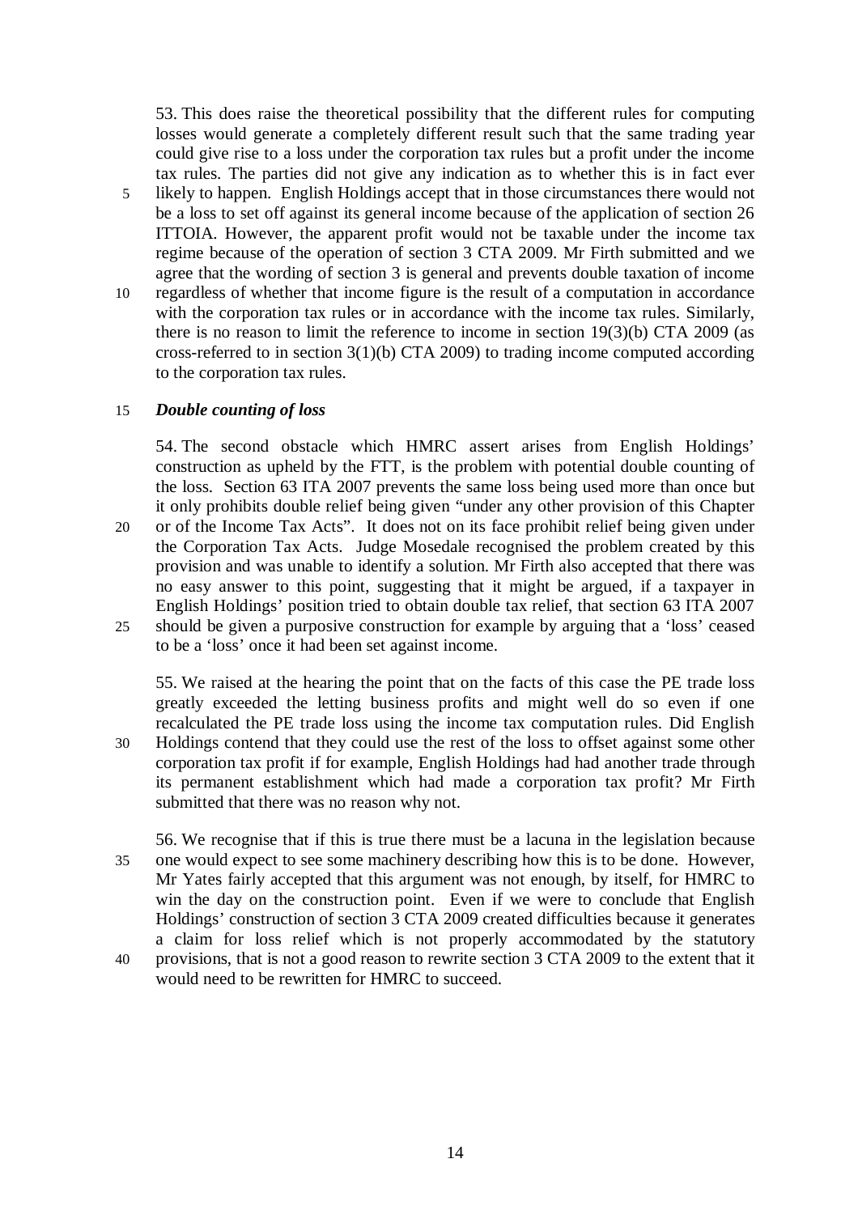53. This does raise the theoretical possibility that the different rules for computing losses would generate a completely different result such that the same trading year could give rise to a loss under the corporation tax rules but a profit under the income tax rules. The parties did not give any indication as to whether this is in fact ever likely to happen. English Holdings accept that in those circumstances there would not be a loss to set off against its general income because of the application of section 26 ITTOIA. However, the apparent profit would not be taxable under the income tax regime because of the operation of section 3 CTA 2009. Mr Firth submitted and we agree that the wording of section 3 is general and prevents double taxation of income regardless of whether that income figure is the result of a computation in accordance with the corporation tax rules or in accordance with the income tax rules. Similarly, there is no reason to limit the reference to income in section 19(3)(b) CTA 2009 (as cross-referred to in section 3(1)(b) CTA 2009) to trading income computed according to the corporation tax rules.

***Double counting of loss***

54. The second obstacle which HMRC assert arises from English Holdings' construction as upheld by the FTT, is the problem with potential double counting of the loss. Section 63 ITA 2007 prevents the same loss being used more than once but it only prohibits double relief being given "under any other provision of this Chapter or of the Income Tax Acts". It does not on its face prohibit relief being given under the Corporation Tax Acts. Judge Mosedale recognised the problem created by this provision and was unable to identify a solution. Mr Firth also accepted that there was no easy answer to this point, suggesting that it might be argued, if a taxpayer in English Holdings' position tried to obtain double tax relief, that section 63 ITA 2007 should be given a purposive construction for example by arguing that a 'loss' ceased to be a 'loss' once it had been set against income.

55. We raised at the hearing the point that on the facts of this case the PE trade loss greatly exceeded the letting business profits and might well do so even if one recalculated the PE trade loss using the income tax computation rules. Did English Holdings contend that they could use the rest of the loss to offset against some other corporation tax profit if for example, English Holdings had had another trade through its permanent establishment which had made a corporation tax profit? Mr Firth submitted that there was no reason why not.

56. We recognise that if this is true there must be a lacuna in the legislation because one would expect to see some machinery describing how this is to be done. However, Mr Yates fairly accepted that this argument was not enough, by itself, for HMRC to win the day on the construction point. Even if we were to conclude that English Holdings' construction of section 3 CTA 2009 created difficulties because it generates a claim for loss relief which is not properly accommodated by the statutory provisions, that is not a good reason to rewrite section 3 CTA 2009 to the extent that it would need to be rewritten for HMRC to succeed.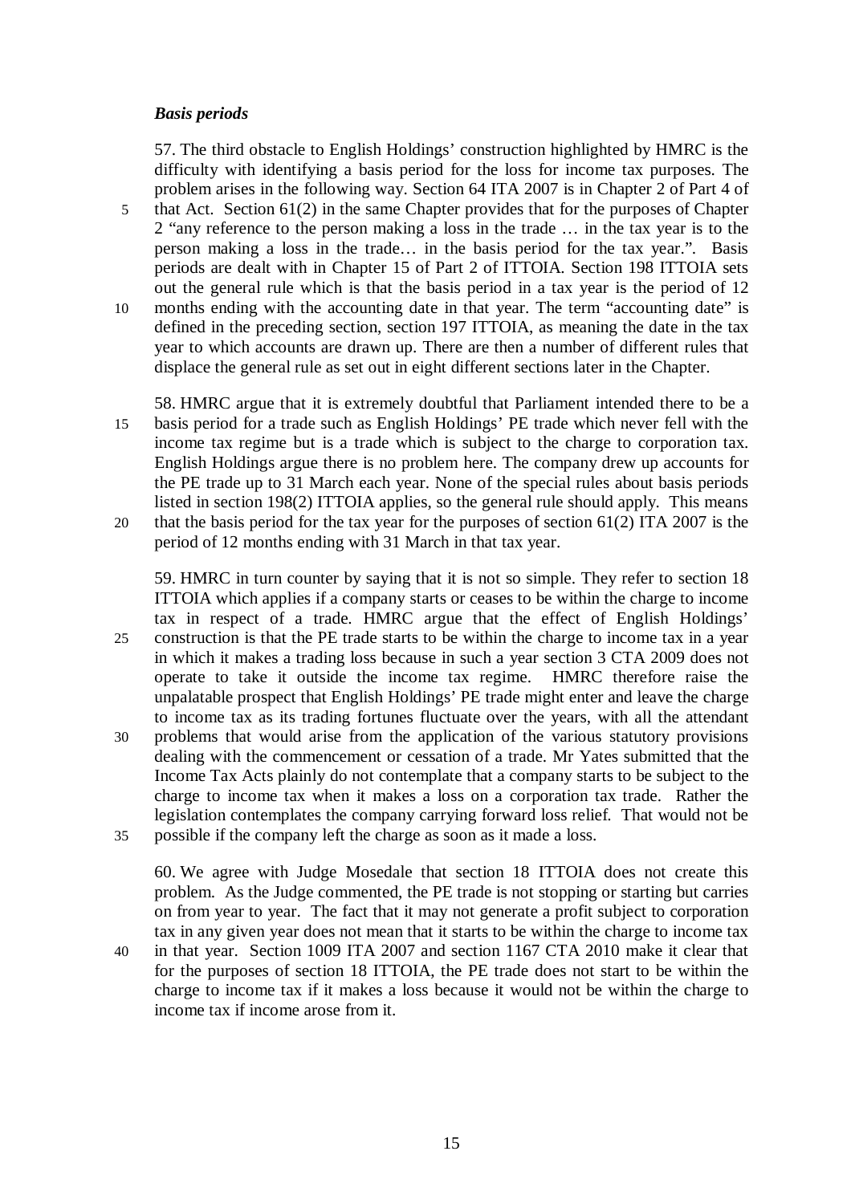### *Basis periods*

57. The third obstacle to English Holdings' construction highlighted by HMRC is the difficulty with identifying a basis period for the loss for income tax purposes. The problem arises in the following way. Section 64 ITA 2007 is in Chapter 2 of Part 4 of that Act. Section 61(2) in the same Chapter provides that for the purposes of Chapter 2 "any reference to the person making a loss in the trade … in the tax year is to the person making a loss in the trade… in the basis period for the tax year.". Basis periods are dealt with in Chapter 15 of Part 2 of ITTOIA. Section 198 ITTOIA sets out the general rule which is that the basis period in a tax year is the period of 12 months ending with the accounting date in that year. The term "accounting date" is defined in the preceding section, section 197 ITTOIA, as meaning the date in the tax year to which accounts are drawn up. There are then a number of different rules that displace the general rule as set out in eight different sections later in the Chapter.

58. HMRC argue that it is extremely doubtful that Parliament intended there to be a basis period for a trade such as English Holdings' PE trade which never fell with the income tax regime but is a trade which is subject to the charge to corporation tax. English Holdings argue there is no problem here. The company drew up accounts for the PE trade up to 31 March each year. None of the special rules about basis periods listed in section 198(2) ITTOIA applies, so the general rule should apply. This means that the basis period for the tax year for the purposes of section 61(2) ITA 2007 is the period of 12 months ending with 31 March in that tax year.

59. HMRC in turn counter by saying that it is not so simple. They refer to section 18 ITTOIA which applies if a company starts or ceases to be within the charge to income tax in respect of a trade. HMRC argue that the effect of English Holdings' construction is that the PE trade starts to be within the charge to income tax in a year in which it makes a trading loss because in such a year section 3 CTA 2009 does not operate to take it outside the income tax regime. HMRC therefore raise the unpalatable prospect that English Holdings' PE trade might enter and leave the charge to income tax as its trading fortunes fluctuate over the years, with all the attendant problems that would arise from the application of the various statutory provisions dealing with the commencement or cessation of a trade. Mr Yates submitted that the Income Tax Acts plainly do not contemplate that a company starts to be subject to the charge to income tax when it makes a loss on a corporation tax trade. Rather the legislation contemplates the company carrying forward loss relief. That would not be possible if the company left the charge as soon as it made a loss.

60. We agree with Judge Mosedale that section 18 ITTOIA does not create this problem. As the Judge commented, the PE trade is not stopping or starting but carries on from year to year. The fact that it may not generate a profit subject to corporation tax in any given year does not mean that it starts to be within the charge to income tax in that year. Section 1009 ITA 2007 and section 1167 CTA 2010 make it clear that for the purposes of section 18 ITTOIA, the PE trade does not start to be within the charge to income tax if it makes a loss because it would not be within the charge to income tax if income arose from it.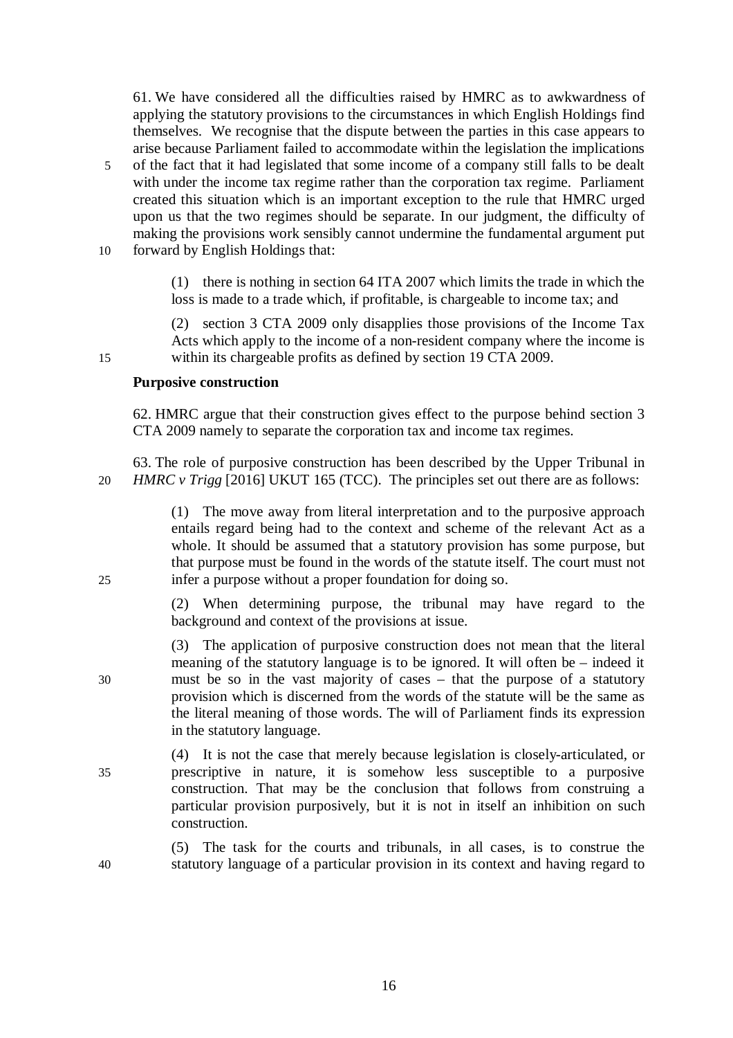61. We have considered all the difficulties raised by HMRC as to awkwardness of applying the statutory provisions to the circumstances in which English Holdings find themselves. We recognise that the dispute between the parties in this case appears to arise because Parliament failed to accommodate within the legislation the implications of the fact that it had legislated that some income of a company still falls to be dealt with under the income tax regime rather than the corporation tax regime. Parliament created this situation which is an important exception to the rule that HMRC urged upon us that the two regimes should be separate. In our judgment, the difficulty of making the provisions work sensibly cannot undermine the fundamental argument put forward by English Holdings that:

> (1) there is nothing in section 64 ITA 2007 which limits the trade in which the loss is made to a trade which, if profitable, is chargeable to income tax; and
>
> (2) section 3 CTA 2009 only disapplies those provisions of the Income Tax Acts which apply to the income of a non-resident company where the income is within its chargeable profits as defined by section 19 CTA 2009.

**Purposive construction**

62. HMRC argue that their construction gives effect to the purpose behind section 3 CTA 2009 namely to separate the corporation tax and income tax regimes.

63. The role of purposive construction has been described by the Upper Tribunal in *HMRC v Trigg* [2016] UKUT 165 (TCC). The principles set out there are as follows:

> (1) The move away from literal interpretation and to the purposive approach entails regard being had to the context and scheme of the relevant Act as a whole. It should be assumed that a statutory provision has some purpose, but that purpose must be found in the words of the statute itself. The court must not infer a purpose without a proper foundation for doing so.
>
> (2) When determining purpose, the tribunal may have regard to the background and context of the provisions at issue.
>
> (3) The application of purposive construction does not mean that the literal meaning of the statutory language is to be ignored. It will often be – indeed it must be so in the vast majority of cases – that the purpose of a statutory provision which is discerned from the words of the statute will be the same as the literal meaning of those words. The will of Parliament finds its expression in the statutory language.
>
> (4) It is not the case that merely because legislation is closely-articulated, or prescriptive in nature, it is somehow less susceptible to a purposive construction. That may be the conclusion that follows from construing a particular provision purposively, but it is not in itself an inhibition on such construction.
>
> (5) The task for the courts and tribunals, in all cases, is to construe the statutory language of a particular provision in its context and having regard to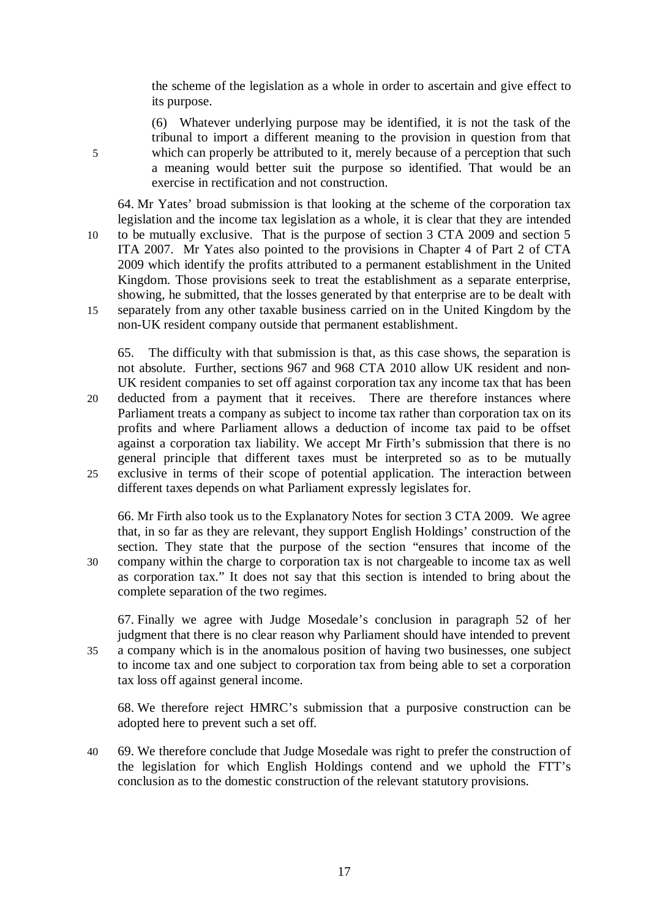the scheme of the legislation as a whole in order to ascertain and give effect to its purpose.

> (6) Whatever underlying purpose may be identified, it is not the task of the tribunal to import a different meaning to the provision in question from that which can properly be attributed to it, merely because of a perception that such a meaning would better suit the purpose so identified. That would be an exercise in rectification and not construction.

64. Mr Yates' broad submission is that looking at the scheme of the corporation tax legislation and the income tax legislation as a whole, it is clear that they are intended to be mutually exclusive. That is the purpose of section 3 CTA 2009 and section 5 ITA 2007. Mr Yates also pointed to the provisions in Chapter 4 of Part 2 of CTA 2009 which identify the profits attributed to a permanent establishment in the United Kingdom. Those provisions seek to treat the establishment as a separate enterprise, showing, he submitted, that the losses generated by that enterprise are to be dealt with separately from any other taxable business carried on in the United Kingdom by the non-UK resident company outside that permanent establishment.

65. The difficulty with that submission is that, as this case shows, the separation is not absolute. Further, sections 967 and 968 CTA 2010 allow UK resident and non-UK resident companies to set off against corporation tax any income tax that has been deducted from a payment that it receives. There are therefore instances where Parliament treats a company as subject to income tax rather than corporation tax on its profits and where Parliament allows a deduction of income tax paid to be offset against a corporation tax liability. We accept Mr Firth's submission that there is no general principle that different taxes must be interpreted so as to be mutually exclusive in terms of their scope of potential application. The interaction between different taxes depends on what Parliament expressly legislates for.

66. Mr Firth also took us to the Explanatory Notes for section 3 CTA 2009. We agree that, in so far as they are relevant, they support English Holdings' construction of the section. They state that the purpose of the section "ensures that income of the company within the charge to corporation tax is not chargeable to income tax as well as corporation tax." It does not say that this section is intended to bring about the complete separation of the two regimes.

67. Finally we agree with Judge Mosedale's conclusion in paragraph 52 of her judgment that there is no clear reason why Parliament should have intended to prevent a company which is in the anomalous position of having two businesses, one subject to income tax and one subject to corporation tax from being able to set a corporation tax loss off against general income.

68. We therefore reject HMRC's submission that a purposive construction can be adopted here to prevent such a set off.

69. We therefore conclude that Judge Mosedale was right to prefer the construction of the legislation for which English Holdings contend and we uphold the FTT's conclusion as to the domestic construction of the relevant statutory provisions.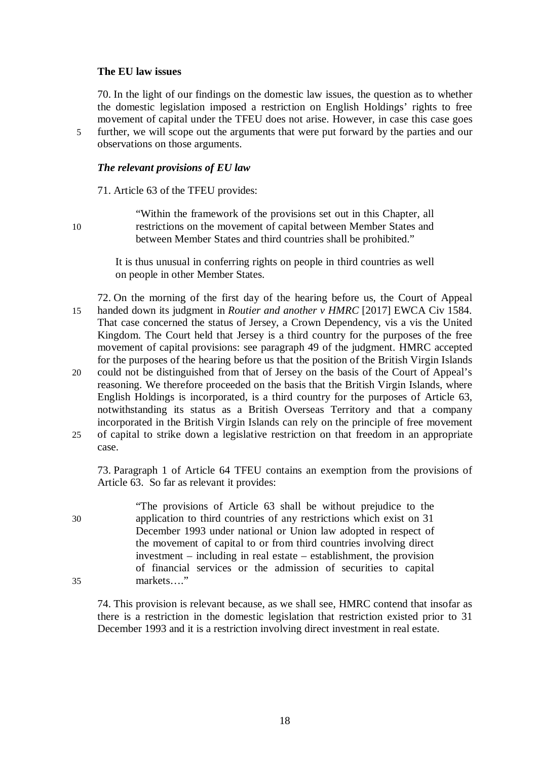**The EU law issues**

70. In the light of our findings on the domestic law issues, the question as to whether the domestic legislation imposed a restriction on English Holdings' rights to free movement of capital under the TFEU does not arise. However, in case this case goes further, we will scope out the arguments that were put forward by the parties and our observations on those arguments.

***The relevant provisions of EU law***

71. Article 63 of the TFEU provides:

> "Within the framework of the provisions set out in this Chapter, all restrictions on the movement of capital between Member States and between Member States and third countries shall be prohibited."

It is thus unusual in conferring rights on people in third countries as well on people in other Member States.

72. On the morning of the first day of the hearing before us, the Court of Appeal handed down its judgment in *Routier and another v HMRC* [2017] EWCA Civ 1584. That case concerned the status of Jersey, a Crown Dependency, vis a vis the United Kingdom. The Court held that Jersey is a third country for the purposes of the free movement of capital provisions: see paragraph 49 of the judgment. HMRC accepted for the purposes of the hearing before us that the position of the British Virgin Islands could not be distinguished from that of Jersey on the basis of the Court of Appeal's reasoning. We therefore proceeded on the basis that the British Virgin Islands, where English Holdings is incorporated, is a third country for the purposes of Article 63, notwithstanding its status as a British Overseas Territory and that a company incorporated in the British Virgin Islands can rely on the principle of free movement of capital to strike down a legislative restriction on that freedom in an appropriate case.

73. Paragraph 1 of Article 64 TFEU contains an exemption from the provisions of Article 63. So far as relevant it provides:

> "The provisions of Article 63 shall be without prejudice to the application to third countries of any restrictions which exist on 31 December 1993 under national or Union law adopted in respect of the movement of capital to or from third countries involving direct investment – including in real estate – establishment, the provision of financial services or the admission of securities to capital markets…."

74. This provision is relevant because, as we shall see, HMRC contend that insofar as there is a restriction in the domestic legislation that restriction existed prior to 31 December 1993 and it is a restriction involving direct investment in real estate.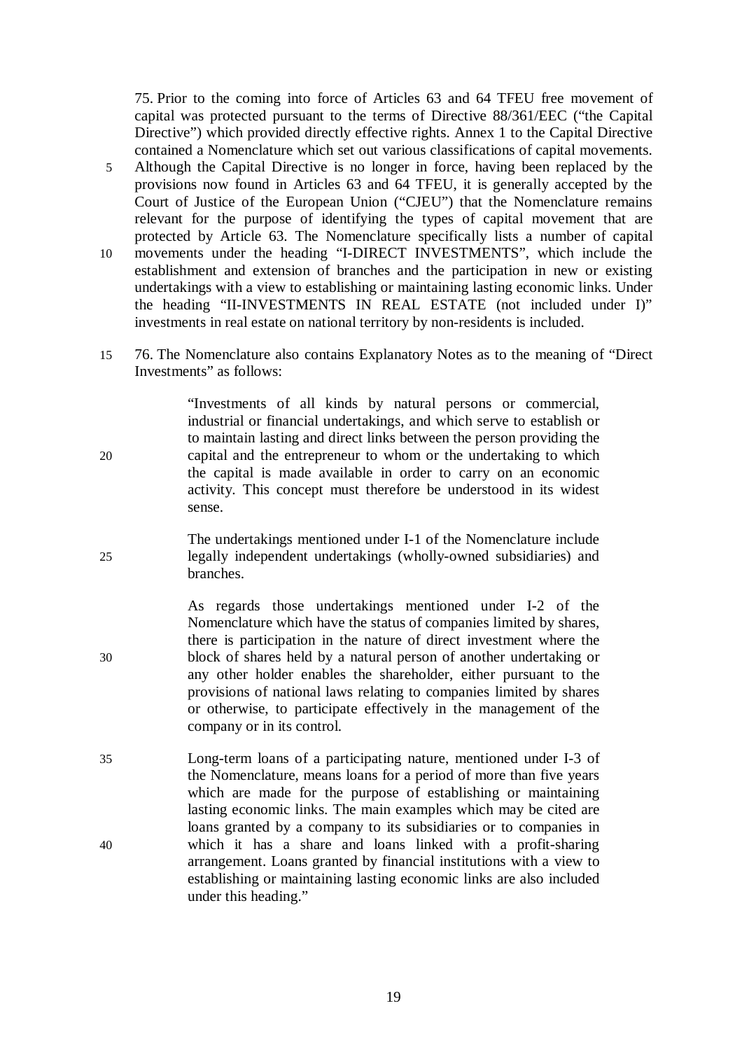75. Prior to the coming into force of Articles 63 and 64 TFEU free movement of capital was protected pursuant to the terms of Directive 88/361/EEC ("the Capital Directive") which provided directly effective rights. Annex 1 to the Capital Directive contained a Nomenclature which set out various classifications of capital movements. Although the Capital Directive is no longer in force, having been replaced by the provisions now found in Articles 63 and 64 TFEU, it is generally accepted by the Court of Justice of the European Union ("CJEU") that the Nomenclature remains relevant for the purpose of identifying the types of capital movement that are protected by Article 63. The Nomenclature specifically lists a number of capital movements under the heading "I-DIRECT INVESTMENTS", which include the establishment and extension of branches and the participation in new or existing undertakings with a view to establishing or maintaining lasting economic links. Under the heading "II-INVESTMENTS IN REAL ESTATE (not included under I)" investments in real estate on national territory by non-residents is included.

76. The Nomenclature also contains Explanatory Notes as to the meaning of "Direct Investments" as follows:

> "Investments of all kinds by natural persons or commercial, industrial or financial undertakings, and which serve to establish or to maintain lasting and direct links between the person providing the capital and the entrepreneur to whom or the undertaking to which the capital is made available in order to carry on an economic activity. This concept must therefore be understood in its widest sense.
>
> The undertakings mentioned under I-1 of the Nomenclature include legally independent undertakings (wholly-owned subsidiaries) and branches.
>
> As regards those undertakings mentioned under I-2 of the Nomenclature which have the status of companies limited by shares, there is participation in the nature of direct investment where the block of shares held by a natural person of another undertaking or any other holder enables the shareholder, either pursuant to the provisions of national laws relating to companies limited by shares or otherwise, to participate effectively in the management of the company or in its control.
>
> Long-term loans of a participating nature, mentioned under I-3 of the Nomenclature, means loans for a period of more than five years which are made for the purpose of establishing or maintaining lasting economic links. The main examples which may be cited are loans granted by a company to its subsidiaries or to companies in which it has a share and loans linked with a profit-sharing arrangement. Loans granted by financial institutions with a view to establishing or maintaining lasting economic links are also included under this heading."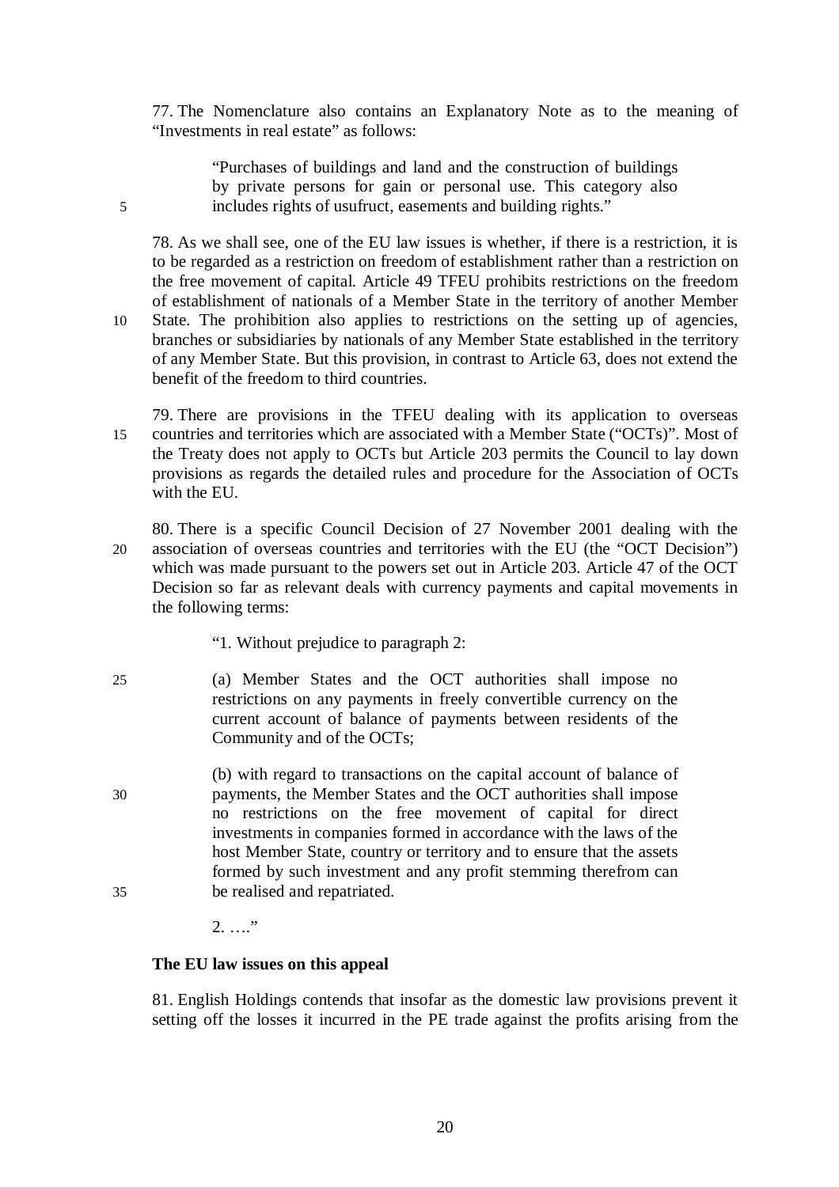77. The Nomenclature also contains an Explanatory Note as to the meaning of "Investments in real estate" as follows:

> "Purchases of buildings and land and the construction of buildings by private persons for gain or personal use. This category also includes rights of usufruct, easements and building rights."

78. As we shall see, one of the EU law issues is whether, if there is a restriction, it is to be regarded as a restriction on freedom of establishment rather than a restriction on the free movement of capital. Article 49 TFEU prohibits restrictions on the freedom of establishment of nationals of a Member State in the territory of another Member State. The prohibition also applies to restrictions on the setting up of agencies, branches or subsidiaries by nationals of any Member State established in the territory of any Member State. But this provision, in contrast to Article 63, does not extend the benefit of the freedom to third countries.

79. There are provisions in the TFEU dealing with its application to overseas countries and territories which are associated with a Member State ("OCTs)". Most of the Treaty does not apply to OCTs but Article 203 permits the Council to lay down provisions as regards the detailed rules and procedure for the Association of OCTs with the EU.

80. There is a specific Council Decision of 27 November 2001 dealing with the association of overseas countries and territories with the EU (the "OCT Decision") which was made pursuant to the powers set out in Article 203. Article 47 of the OCT Decision so far as relevant deals with currency payments and capital movements in the following terms:

> "1. Without prejudice to paragraph 2:
>
> (a) Member States and the OCT authorities shall impose no restrictions on any payments in freely convertible currency on the current account of balance of payments between residents of the Community and of the OCTs;
>
> (b) with regard to transactions on the capital account of balance of payments, the Member States and the OCT authorities shall impose no restrictions on the free movement of capital for direct investments in companies formed in accordance with the laws of the host Member State, country or territory and to ensure that the assets formed by such investment and any profit stemming therefrom can be realised and repatriated.
>
> 2. …."

**The EU law issues on this appeal**

81. English Holdings contends that insofar as the domestic law provisions prevent it setting off the losses it incurred in the PE trade against the profits arising from the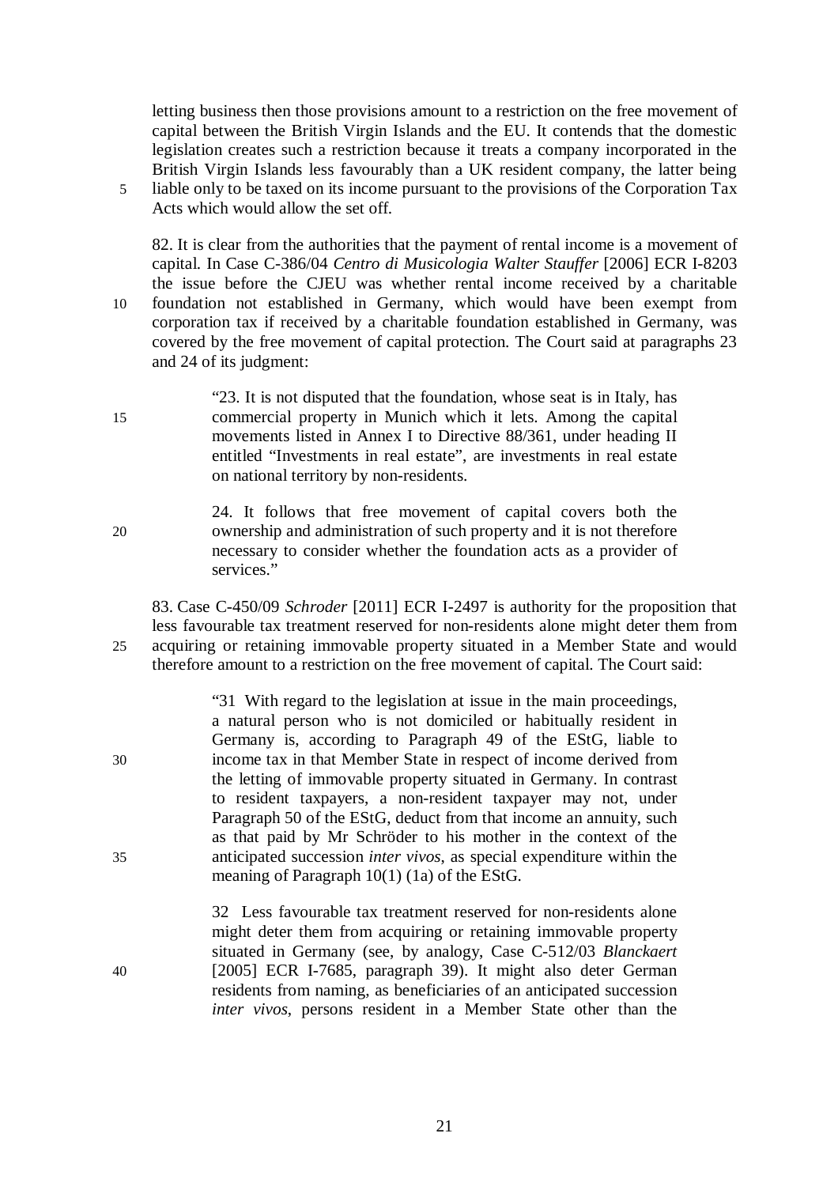letting business then those provisions amount to a restriction on the free movement of capital between the British Virgin Islands and the EU. It contends that the domestic legislation creates such a restriction because it treats a company incorporated in the British Virgin Islands less favourably than a UK resident company, the latter being liable only to be taxed on its income pursuant to the provisions of the Corporation Tax Acts which would allow the set off.

82. It is clear from the authorities that the payment of rental income is a movement of capital. In Case C-386/04 *Centro di Musicologia Walter Stauffer* [2006] ECR I-8203 the issue before the CJEU was whether rental income received by a charitable foundation not established in Germany, which would have been exempt from corporation tax if received by a charitable foundation established in Germany, was covered by the free movement of capital protection. The Court said at paragraphs 23 and 24 of its judgment:

> "23. It is not disputed that the foundation, whose seat is in Italy, has commercial property in Munich which it lets. Among the capital movements listed in Annex I to Directive 88/361, under heading II entitled "Investments in real estate", are investments in real estate on national territory by non-residents.
>
> 24. It follows that free movement of capital covers both the ownership and administration of such property and it is not therefore necessary to consider whether the foundation acts as a provider of services."

83. Case C-450/09 *Schroder* [2011] ECR I-2497 is authority for the proposition that less favourable tax treatment reserved for non-residents alone might deter them from acquiring or retaining immovable property situated in a Member State and would therefore amount to a restriction on the free movement of capital. The Court said:

> "31 With regard to the legislation at issue in the main proceedings, a natural person who is not domiciled or habitually resident in Germany is, according to Paragraph 49 of the EStG, liable to income tax in that Member State in respect of income derived from the letting of immovable property situated in Germany. In contrast to resident taxpayers, a non-resident taxpayer may not, under Paragraph 50 of the EStG, deduct from that income an annuity, such as that paid by Mr Schröder to his mother in the context of the anticipated succession *inter vivos*, as special expenditure within the meaning of Paragraph 10(1) (1a) of the EStG.
>
> 32 Less favourable tax treatment reserved for non-residents alone might deter them from acquiring or retaining immovable property situated in Germany (see, by analogy, Case C-512/03 *Blanckaert* [2005] ECR I-7685, paragraph 39). It might also deter German residents from naming, as beneficiaries of an anticipated succession *inter vivos*, persons resident in a Member State other than the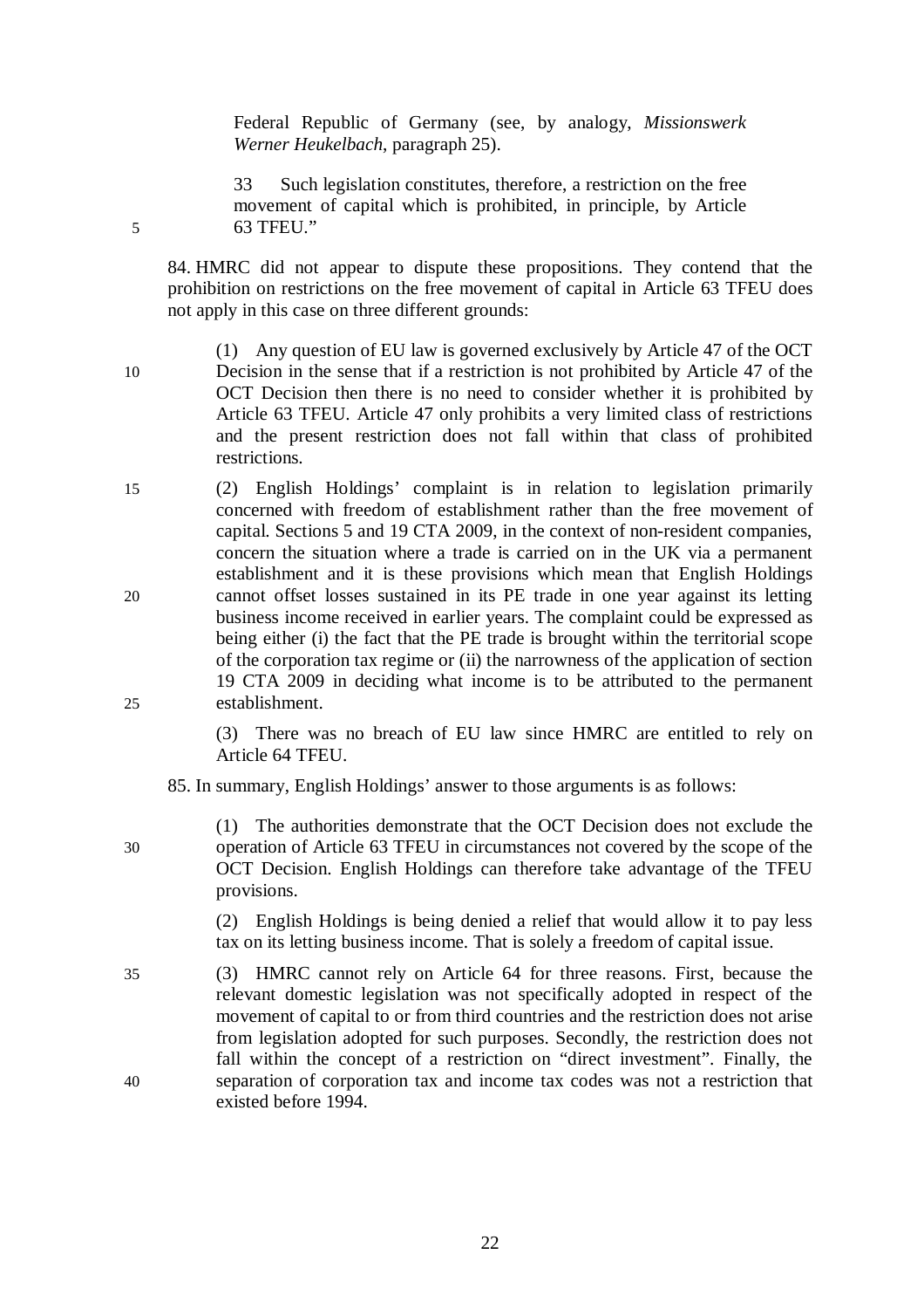Federal Republic of Germany (see, by analogy, *Missionswerk Werner Heukelbach*, paragraph 25).

33 Such legislation constitutes, therefore, a restriction on the free movement of capital which is prohibited, in principle, by Article 63 TFEU."

84. HMRC did not appear to dispute these propositions. They contend that the prohibition on restrictions on the free movement of capital in Article 63 TFEU does not apply in this case on three different grounds:

(1) Any question of EU law is governed exclusively by Article 47 of the OCT Decision in the sense that if a restriction is not prohibited by Article 47 of the OCT Decision then there is no need to consider whether it is prohibited by Article 63 TFEU. Article 47 only prohibits a very limited class of restrictions and the present restriction does not fall within that class of prohibited restrictions.

(2) English Holdings' complaint is in relation to legislation primarily concerned with freedom of establishment rather than the free movement of capital. Sections 5 and 19 CTA 2009, in the context of non-resident companies, concern the situation where a trade is carried on in the UK via a permanent establishment and it is these provisions which mean that English Holdings cannot offset losses sustained in its PE trade in one year against its letting business income received in earlier years. The complaint could be expressed as being either (i) the fact that the PE trade is brought within the territorial scope of the corporation tax regime or (ii) the narrowness of the application of section 19 CTA 2009 in deciding what income is to be attributed to the permanent establishment.

(3) There was no breach of EU law since HMRC are entitled to rely on Article 64 TFEU.

85. In summary, English Holdings' answer to those arguments is as follows:

(1) The authorities demonstrate that the OCT Decision does not exclude the operation of Article 63 TFEU in circumstances not covered by the scope of the OCT Decision. English Holdings can therefore take advantage of the TFEU provisions.

(2) English Holdings is being denied a relief that would allow it to pay less tax on its letting business income. That is solely a freedom of capital issue.

(3) HMRC cannot rely on Article 64 for three reasons. First, because the relevant domestic legislation was not specifically adopted in respect of the movement of capital to or from third countries and the restriction does not arise from legislation adopted for such purposes. Secondly, the restriction does not fall within the concept of a restriction on "direct investment". Finally, the separation of corporation tax and income tax codes was not a restriction that existed before 1994.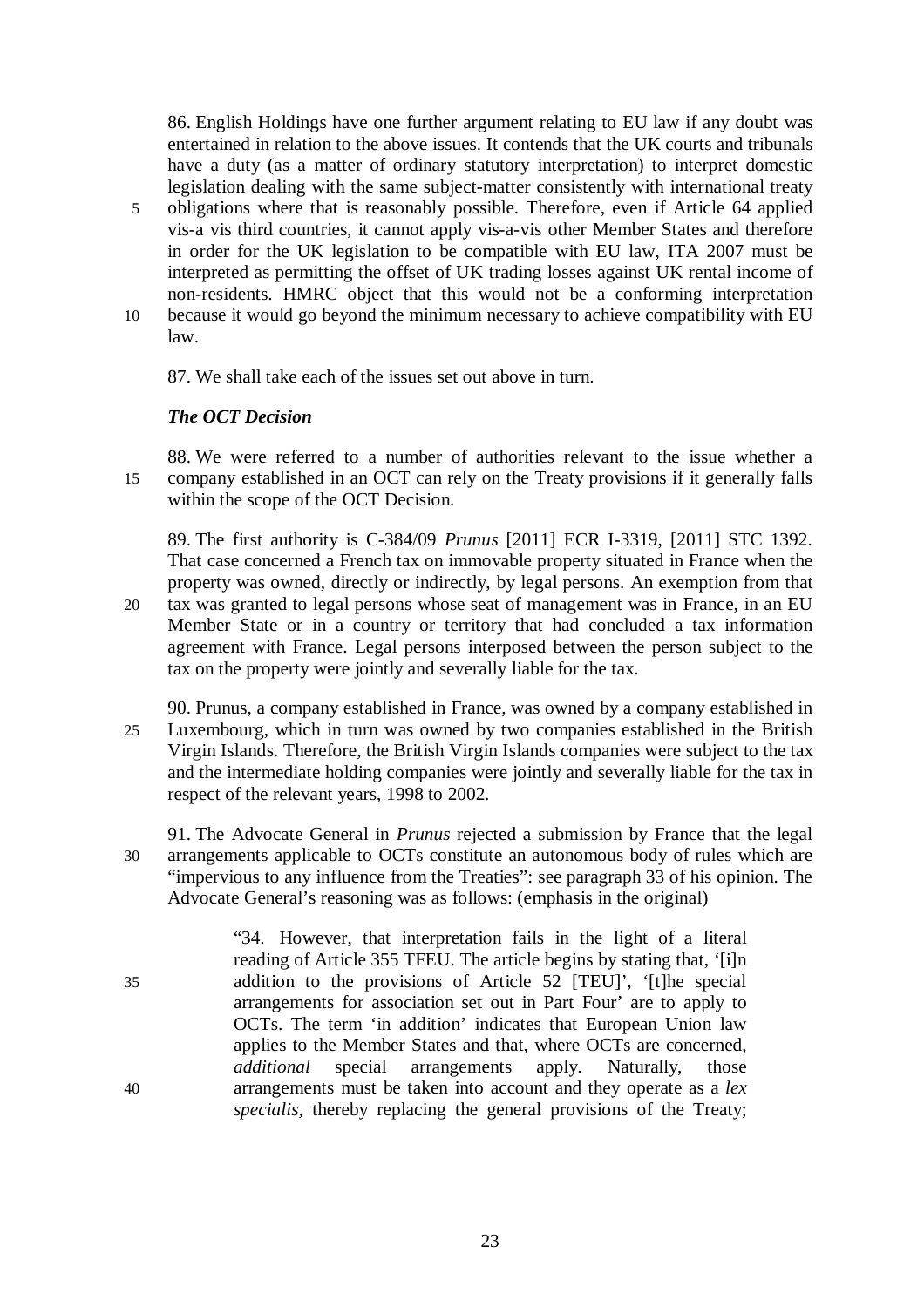86. English Holdings have one further argument relating to EU law if any doubt was entertained in relation to the above issues. It contends that the UK courts and tribunals have a duty (as a matter of ordinary statutory interpretation) to interpret domestic legislation dealing with the same subject-matter consistently with international treaty obligations where that is reasonably possible. Therefore, even if Article 64 applied vis-a vis third countries, it cannot apply vis-a-vis other Member States and therefore in order for the UK legislation to be compatible with EU law, ITA 2007 must be interpreted as permitting the offset of UK trading losses against UK rental income of non-residents. HMRC object that this would not be a conforming interpretation because it would go beyond the minimum necessary to achieve compatibility with EU law.

87. We shall take each of the issues set out above in turn.

### *The OCT Decision*

88. We were referred to a number of authorities relevant to the issue whether a company established in an OCT can rely on the Treaty provisions if it generally falls within the scope of the OCT Decision.

89. The first authority is C-384/09 *Prunus* [2011] ECR I-3319, [2011] STC 1392. That case concerned a French tax on immovable property situated in France when the property was owned, directly or indirectly, by legal persons. An exemption from that tax was granted to legal persons whose seat of management was in France, in an EU Member State or in a country or territory that had concluded a tax information agreement with France. Legal persons interposed between the person subject to the tax on the property were jointly and severally liable for the tax.

90. Prunus, a company established in France, was owned by a company established in Luxembourg, which in turn was owned by two companies established in the British Virgin Islands. Therefore, the British Virgin Islands companies were subject to the tax and the intermediate holding companies were jointly and severally liable for the tax in respect of the relevant years, 1998 to 2002.

91. The Advocate General in *Prunus* rejected a submission by France that the legal arrangements applicable to OCTs constitute an autonomous body of rules which are "impervious to any influence from the Treaties": see paragraph 33 of his opinion. The Advocate General's reasoning was as follows: (emphasis in the original)

> "34. However, that interpretation fails in the light of a literal reading of Article 355 TFEU. The article begins by stating that, '[i]n addition to the provisions of Article 52 [TEU]', '[t]he special arrangements for association set out in Part Four' are to apply to OCTs. The term 'in addition' indicates that European Union law applies to the Member States and that, where OCTs are concerned, *additional* special arrangements apply. Naturally, those arrangements must be taken into account and they operate as a *lex specialis*, thereby replacing the general provisions of the Treaty;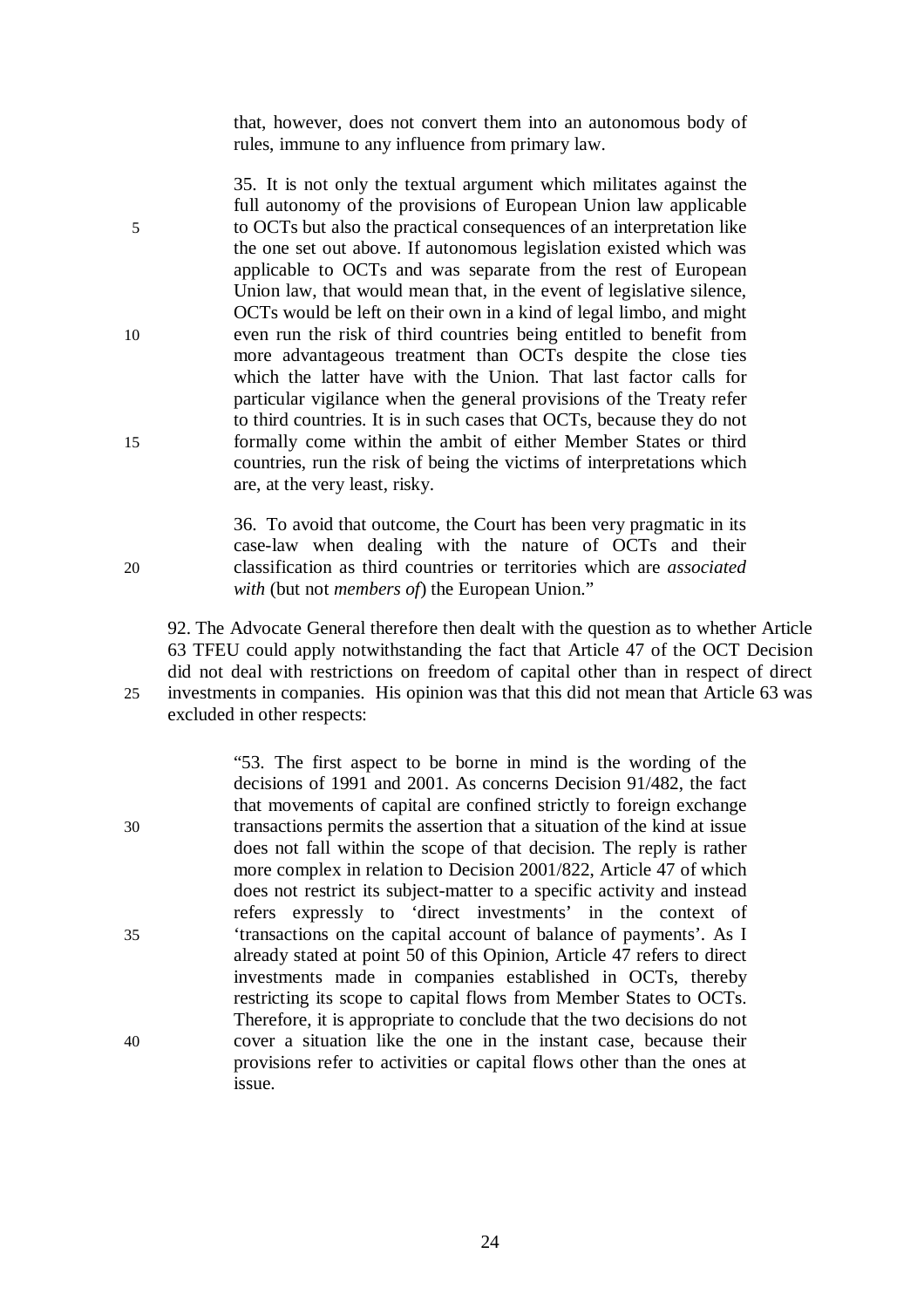> that, however, does not convert them into an autonomous body of rules, immune to any influence from primary law.
>
> 35. It is not only the textual argument which militates against the full autonomy of the provisions of European Union law applicable to OCTs but also the practical consequences of an interpretation like the one set out above. If autonomous legislation existed which was applicable to OCTs and was separate from the rest of European Union law, that would mean that, in the event of legislative silence, OCTs would be left on their own in a kind of legal limbo, and might even run the risk of third countries being entitled to benefit from more advantageous treatment than OCTs despite the close ties which the latter have with the Union. That last factor calls for particular vigilance when the general provisions of the Treaty refer to third countries. It is in such cases that OCTs, because they do not formally come within the ambit of either Member States or third countries, run the risk of being the victims of interpretations which are, at the very least, risky.
>
> 36. To avoid that outcome, the Court has been very pragmatic in its case-law when dealing with the nature of OCTs and their classification as third countries or territories which are *associated with* (but not *members of*) the European Union."

92. The Advocate General therefore then dealt with the question as to whether Article 63 TFEU could apply notwithstanding the fact that Article 47 of the OCT Decision did not deal with restrictions on freedom of capital other than in respect of direct investments in companies. His opinion was that this did not mean that Article 63 was excluded in other respects:

> "53. The first aspect to be borne in mind is the wording of the decisions of 1991 and 2001. As concerns Decision 91/482, the fact that movements of capital are confined strictly to foreign exchange transactions permits the assertion that a situation of the kind at issue does not fall within the scope of that decision. The reply is rather more complex in relation to Decision 2001/822, Article 47 of which does not restrict its subject-matter to a specific activity and instead refers expressly to 'direct investments' in the context of 'transactions on the capital account of balance of payments'. As I already stated at point 50 of this Opinion, Article 47 refers to direct investments made in companies established in OCTs, thereby restricting its scope to capital flows from Member States to OCTs. Therefore, it is appropriate to conclude that the two decisions do not cover a situation like the one in the instant case, because their provisions refer to activities or capital flows other than the ones at issue.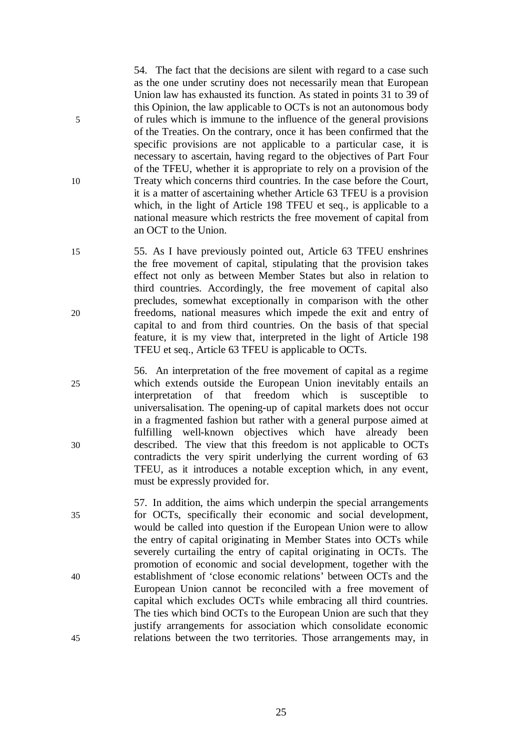54. The fact that the decisions are silent with regard to a case such as the one under scrutiny does not necessarily mean that European Union law has exhausted its function. As stated in points 31 to 39 of this Opinion, the law applicable to OCTs is not an autonomous body of rules which is immune to the influence of the general provisions of the Treaties. On the contrary, once it has been confirmed that the specific provisions are not applicable to a particular case, it is necessary to ascertain, having regard to the objectives of Part Four of the TFEU, whether it is appropriate to rely on a provision of the Treaty which concerns third countries. In the case before the Court, it is a matter of ascertaining whether Article 63 TFEU is a provision which, in the light of Article 198 TFEU et seq., is applicable to a national measure which restricts the free movement of capital from an OCT to the Union.

55. As I have previously pointed out, Article 63 TFEU enshrines the free movement of capital, stipulating that the provision takes effect not only as between Member States but also in relation to third countries. Accordingly, the free movement of capital also precludes, somewhat exceptionally in comparison with the other freedoms, national measures which impede the exit and entry of capital to and from third countries. On the basis of that special feature, it is my view that, interpreted in the light of Article 198 TFEU et seq., Article 63 TFEU is applicable to OCTs.

56. An interpretation of the free movement of capital as a regime which extends outside the European Union inevitably entails an interpretation of that freedom which is susceptible to universalisation. The opening-up of capital markets does not occur in a fragmented fashion but rather with a general purpose aimed at fulfilling well-known objectives which have already been described. The view that this freedom is not applicable to OCTs contradicts the very spirit underlying the current wording of 63 TFEU, as it introduces a notable exception which, in any event, must be expressly provided for.

57. In addition, the aims which underpin the special arrangements for OCTs, specifically their economic and social development, would be called into question if the European Union were to allow the entry of capital originating in Member States into OCTs while severely curtailing the entry of capital originating in OCTs. The promotion of economic and social development, together with the establishment of 'close economic relations' between OCTs and the European Union cannot be reconciled with a free movement of capital which excludes OCTs while embracing all third countries. The ties which bind OCTs to the European Union are such that they justify arrangements for association which consolidate economic relations between the two territories. Those arrangements may, in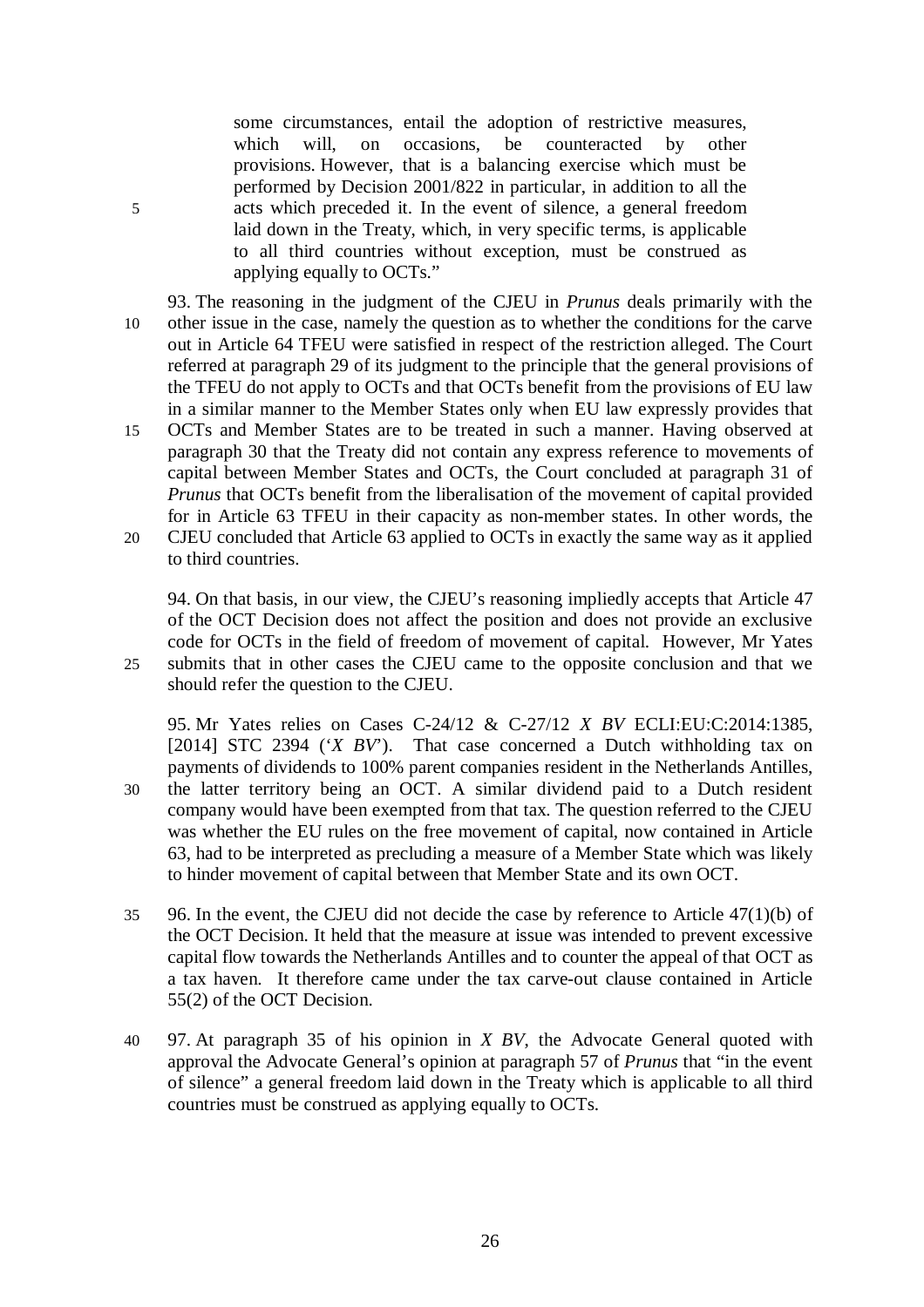> some circumstances, entail the adoption of restrictive measures, which will, on occasions, be counteracted by other provisions. However, that is a balancing exercise which must be performed by Decision 2001/822 in particular, in addition to all the acts which preceded it. In the event of silence, a general freedom laid down in the Treaty, which, in very specific terms, is applicable to all third countries without exception, must be construed as applying equally to OCTs."

93. The reasoning in the judgment of the CJEU in *Prunus* deals primarily with the other issue in the case, namely the question as to whether the conditions for the carve out in Article 64 TFEU were satisfied in respect of the restriction alleged. The Court referred at paragraph 29 of its judgment to the principle that the general provisions of the TFEU do not apply to OCTs and that OCTs benefit from the provisions of EU law in a similar manner to the Member States only when EU law expressly provides that OCTs and Member States are to be treated in such a manner. Having observed at paragraph 30 that the Treaty did not contain any express reference to movements of capital between Member States and OCTs, the Court concluded at paragraph 31 of *Prunus* that OCTs benefit from the liberalisation of the movement of capital provided for in Article 63 TFEU in their capacity as non-member states. In other words, the CJEU concluded that Article 63 applied to OCTs in exactly the same way as it applied to third countries.

94. On that basis, in our view, the CJEU's reasoning impliedly accepts that Article 47 of the OCT Decision does not affect the position and does not provide an exclusive code for OCTs in the field of freedom of movement of capital. However, Mr Yates submits that in other cases the CJEU came to the opposite conclusion and that we should refer the question to the CJEU.

95. Mr Yates relies on Cases C-24/12 & C-27/12 *X BV* ECLI:EU:C:2014:1385, [2014] STC 2394 ('*X BV*'). That case concerned a Dutch withholding tax on payments of dividends to 100% parent companies resident in the Netherlands Antilles, the latter territory being an OCT. A similar dividend paid to a Dutch resident company would have been exempted from that tax. The question referred to the CJEU was whether the EU rules on the free movement of capital, now contained in Article 63, had to be interpreted as precluding a measure of a Member State which was likely to hinder movement of capital between that Member State and its own OCT.

96. In the event, the CJEU did not decide the case by reference to Article 47(1)(b) of the OCT Decision. It held that the measure at issue was intended to prevent excessive capital flow towards the Netherlands Antilles and to counter the appeal of that OCT as a tax haven. It therefore came under the tax carve-out clause contained in Article 55(2) of the OCT Decision.

97. At paragraph 35 of his opinion in *X BV*, the Advocate General quoted with approval the Advocate General's opinion at paragraph 57 of *Prunus* that "in the event of silence" a general freedom laid down in the Treaty which is applicable to all third countries must be construed as applying equally to OCTs.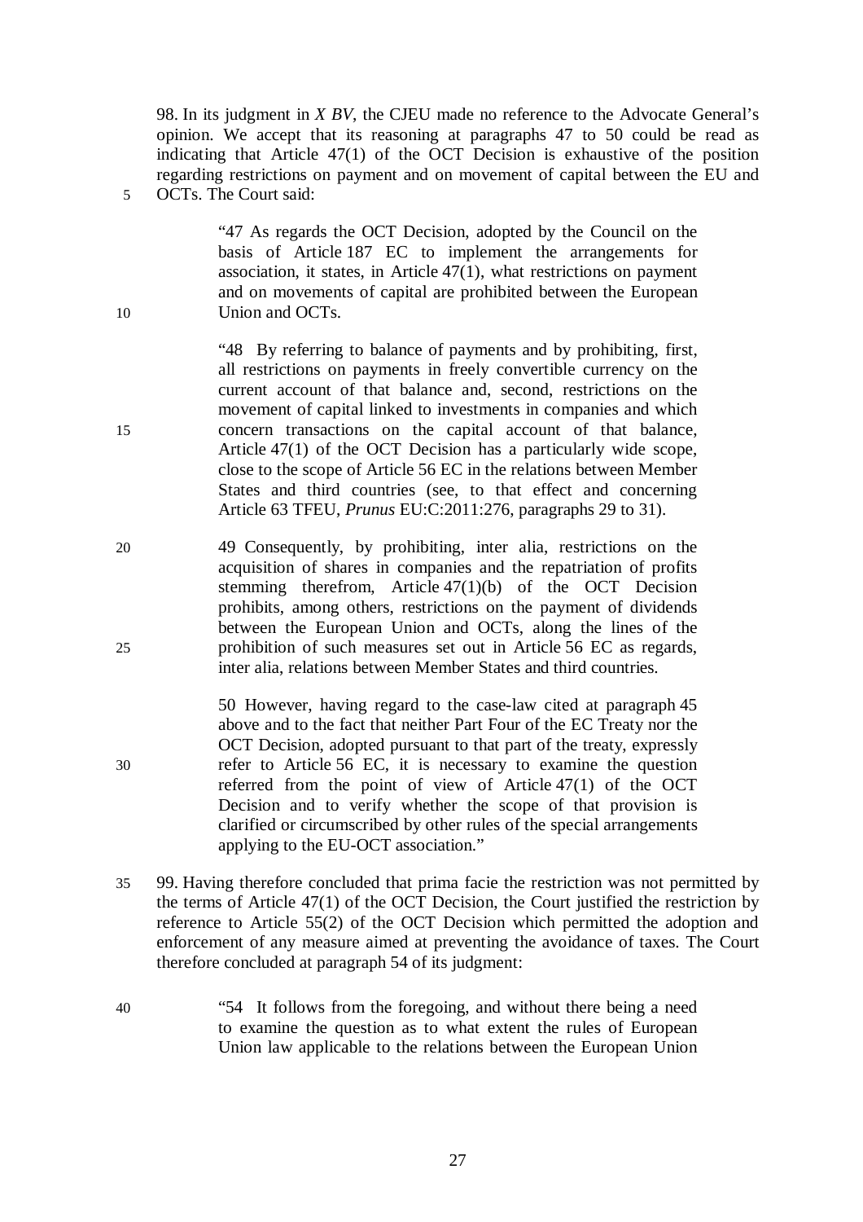98. In its judgment in *X BV*, the CJEU made no reference to the Advocate General's opinion. We accept that its reasoning at paragraphs 47 to 50 could be read as indicating that Article 47(1) of the OCT Decision is exhaustive of the position regarding restrictions on payment and on movement of capital between the EU and OCTs. The Court said:

> "47 As regards the OCT Decision, adopted by the Council on the basis of Article 187 EC to implement the arrangements for association, it states, in Article 47(1), what restrictions on payment and on movements of capital are prohibited between the European Union and OCTs.
>
> "48 By referring to balance of payments and by prohibiting, first, all restrictions on payments in freely convertible currency on the current account of that balance and, second, restrictions on the movement of capital linked to investments in companies and which concern transactions on the capital account of that balance, Article 47(1) of the OCT Decision has a particularly wide scope, close to the scope of Article 56 EC in the relations between Member States and third countries (see, to that effect and concerning Article 63 TFEU, *Prunus* EU:C:2011:276, paragraphs 29 to 31).
>
> 49 Consequently, by prohibiting, inter alia, restrictions on the acquisition of shares in companies and the repatriation of profits stemming therefrom, Article 47(1)(b) of the OCT Decision prohibits, among others, restrictions on the payment of dividends between the European Union and OCTs, along the lines of the prohibition of such measures set out in Article 56 EC as regards, inter alia, relations between Member States and third countries.
>
> 50 However, having regard to the case-law cited at paragraph 45 above and to the fact that neither Part Four of the EC Treaty nor the OCT Decision, adopted pursuant to that part of the treaty, expressly refer to Article 56 EC, it is necessary to examine the question referred from the point of view of Article 47(1) of the OCT Decision and to verify whether the scope of that provision is clarified or circumscribed by other rules of the special arrangements applying to the EU-OCT association."

99. Having therefore concluded that prima facie the restriction was not permitted by the terms of Article 47(1) of the OCT Decision, the Court justified the restriction by reference to Article 55(2) of the OCT Decision which permitted the adoption and enforcement of any measure aimed at preventing the avoidance of taxes. The Court therefore concluded at paragraph 54 of its judgment:

> "54 It follows from the foregoing, and without there being a need to examine the question as to what extent the rules of European Union law applicable to the relations between the European Union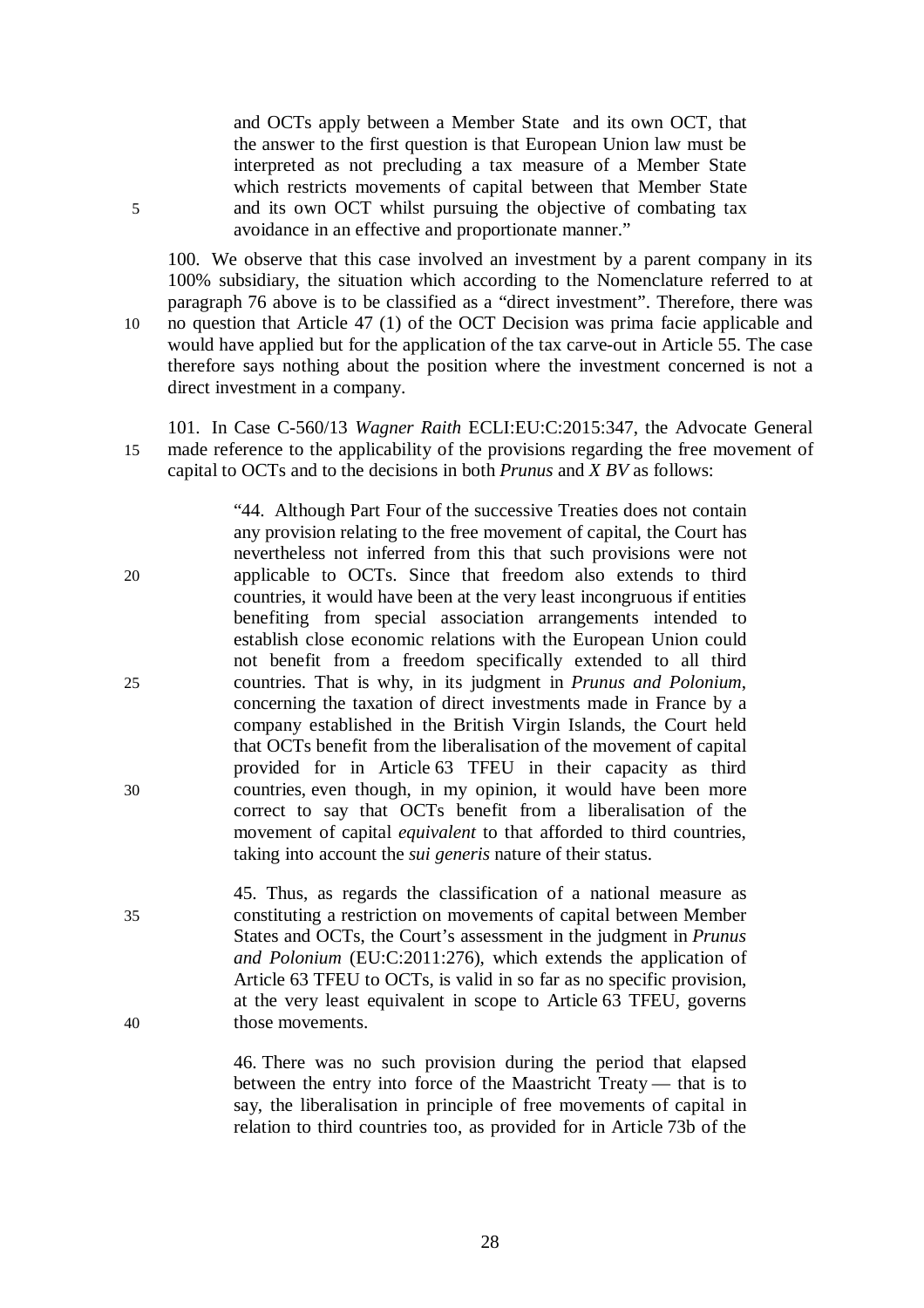> and OCTs apply between a Member State and its own OCT, that the answer to the first question is that European Union law must be interpreted as not precluding a tax measure of a Member State which restricts movements of capital between that Member State and its own OCT whilst pursuing the objective of combating tax avoidance in an effective and proportionate manner."

100. We observe that this case involved an investment by a parent company in its 100% subsidiary, the situation which according to the Nomenclature referred to at paragraph 76 above is to be classified as a "direct investment". Therefore, there was no question that Article 47 (1) of the OCT Decision was prima facie applicable and would have applied but for the application of the tax carve-out in Article 55. The case therefore says nothing about the position where the investment concerned is not a direct investment in a company.

101. In Case C-560/13 *Wagner Raith* ECLI:EU:C:2015:347, the Advocate General made reference to the applicability of the provisions regarding the free movement of capital to OCTs and to the decisions in both *Prunus* and *X BV* as follows:

> "44. Although Part Four of the successive Treaties does not contain any provision relating to the free movement of capital, the Court has nevertheless not inferred from this that such provisions were not applicable to OCTs. Since that freedom also extends to third countries, it would have been at the very least incongruous if entities benefiting from special association arrangements intended to establish close economic relations with the European Union could not benefit from a freedom specifically extended to all third countries. That is why, in its judgment in *Prunus and Polonium*, concerning the taxation of direct investments made in France by a company established in the British Virgin Islands, the Court held that OCTs benefit from the liberalisation of the movement of capital provided for in Article 63 TFEU in their capacity as third countries, even though, in my opinion, it would have been more correct to say that OCTs benefit from a liberalisation of the movement of capital *equivalent* to that afforded to third countries, taking into account the *sui generis* nature of their status.
>
> 45. Thus, as regards the classification of a national measure as constituting a restriction on movements of capital between Member States and OCTs, the Court's assessment in the judgment in *Prunus and Polonium* (EU:C:2011:276), which extends the application of Article 63 TFEU to OCTs, is valid in so far as no specific provision, at the very least equivalent in scope to Article 63 TFEU, governs those movements.
>
> 46. There was no such provision during the period that elapsed between the entry into force of the Maastricht Treaty — that is to say, the liberalisation in principle of free movements of capital in relation to third countries too, as provided for in Article 73b of the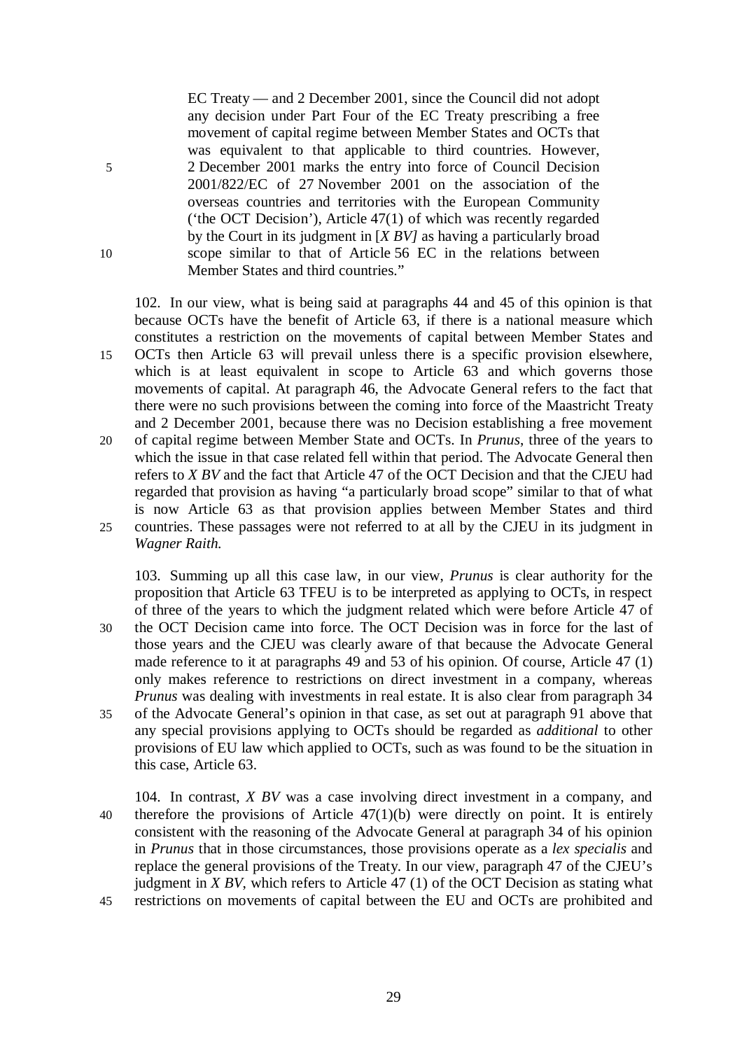> EC Treaty — and 2 December 2001, since the Council did not adopt any decision under Part Four of the EC Treaty prescribing a free movement of capital regime between Member States and OCTs that was equivalent to that applicable to third countries. However, 2 December 2001 marks the entry into force of Council Decision 2001/822/EC of 27 November 2001 on the association of the overseas countries and territories with the European Community ('the OCT Decision'), Article 47(1) of which was recently regarded by the Court in its judgment in [*X BV]* as having a particularly broad scope similar to that of Article 56 EC in the relations between Member States and third countries."

102. In our view, what is being said at paragraphs 44 and 45 of this opinion is that because OCTs have the benefit of Article 63, if there is a national measure which constitutes a restriction on the movements of capital between Member States and OCTs then Article 63 will prevail unless there is a specific provision elsewhere, which is at least equivalent in scope to Article 63 and which governs those movements of capital. At paragraph 46, the Advocate General refers to the fact that there were no such provisions between the coming into force of the Maastricht Treaty and 2 December 2001, because there was no Decision establishing a free movement of capital regime between Member State and OCTs. In *Prunus*, three of the years to which the issue in that case related fell within that period. The Advocate General then refers to *X BV* and the fact that Article 47 of the OCT Decision and that the CJEU had regarded that provision as having "a particularly broad scope" similar to that of what is now Article 63 as that provision applies between Member States and third countries. These passages were not referred to at all by the CJEU in its judgment in *Wagner Raith.*

103. Summing up all this case law, in our view, *Prunus* is clear authority for the proposition that Article 63 TFEU is to be interpreted as applying to OCTs, in respect of three of the years to which the judgment related which were before Article 47 of the OCT Decision came into force. The OCT Decision was in force for the last of those years and the CJEU was clearly aware of that because the Advocate General made reference to it at paragraphs 49 and 53 of his opinion. Of course, Article 47 (1) only makes reference to restrictions on direct investment in a company, whereas *Prunus* was dealing with investments in real estate. It is also clear from paragraph 34 of the Advocate General's opinion in that case, as set out at paragraph 91 above that any special provisions applying to OCTs should be regarded as *additional* to other provisions of EU law which applied to OCTs, such as was found to be the situation in this case, Article 63.

104. In contrast, *X BV* was a case involving direct investment in a company, and therefore the provisions of Article 47(1)(b) were directly on point. It is entirely consistent with the reasoning of the Advocate General at paragraph 34 of his opinion in *Prunus* that in those circumstances, those provisions operate as a *lex specialis* and replace the general provisions of the Treaty. In our view, paragraph 47 of the CJEU's judgment in *X BV*, which refers to Article 47 (1) of the OCT Decision as stating what restrictions on movements of capital between the EU and OCTs are prohibited and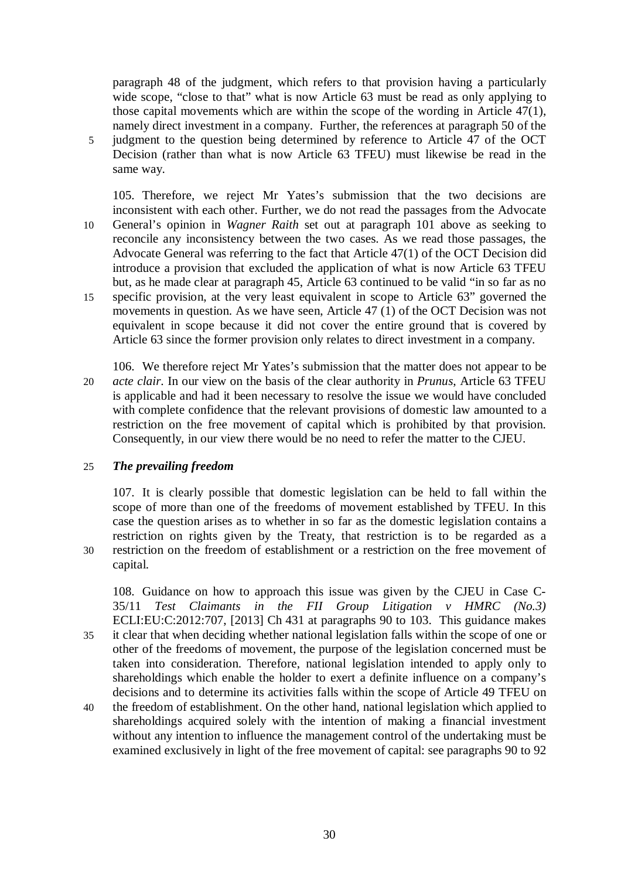paragraph 48 of the judgment, which refers to that provision having a particularly wide scope, "close to that" what is now Article 63 must be read as only applying to those capital movements which are within the scope of the wording in Article 47(1), namely direct investment in a company. Further, the references at paragraph 50 of the judgment to the question being determined by reference to Article 47 of the OCT Decision (rather than what is now Article 63 TFEU) must likewise be read in the same way.

105. Therefore, we reject Mr Yates's submission that the two decisions are inconsistent with each other. Further, we do not read the passages from the Advocate General's opinion in *Wagner Raith* set out at paragraph 101 above as seeking to reconcile any inconsistency between the two cases. As we read those passages, the Advocate General was referring to the fact that Article 47(1) of the OCT Decision did introduce a provision that excluded the application of what is now Article 63 TFEU but, as he made clear at paragraph 45, Article 63 continued to be valid "in so far as no specific provision, at the very least equivalent in scope to Article 63" governed the movements in question. As we have seen, Article 47 (1) of the OCT Decision was not equivalent in scope because it did not cover the entire ground that is covered by Article 63 since the former provision only relates to direct investment in a company.

106. We therefore reject Mr Yates's submission that the matter does not appear to be *acte clair*. In our view on the basis of the clear authority in *Prunus*, Article 63 TFEU is applicable and had it been necessary to resolve the issue we would have concluded with complete confidence that the relevant provisions of domestic law amounted to a restriction on the free movement of capital which is prohibited by that provision. Consequently, in our view there would be no need to refer the matter to the CJEU.

***The prevailing freedom***

107. It is clearly possible that domestic legislation can be held to fall within the scope of more than one of the freedoms of movement established by TFEU. In this case the question arises as to whether in so far as the domestic legislation contains a restriction on rights given by the Treaty, that restriction is to be regarded as a restriction on the freedom of establishment or a restriction on the free movement of capital.

108. Guidance on how to approach this issue was given by the CJEU in Case C-35/11 *Test Claimants in the FII Group Litigation v HMRC (No.3)* ECLI:EU:C:2012:707, [2013] Ch 431 at paragraphs 90 to 103. This guidance makes it clear that when deciding whether national legislation falls within the scope of one or other of the freedoms of movement, the purpose of the legislation concerned must be taken into consideration. Therefore, national legislation intended to apply only to shareholdings which enable the holder to exert a definite influence on a company's decisions and to determine its activities falls within the scope of Article 49 TFEU on the freedom of establishment. On the other hand, national legislation which applied to shareholdings acquired solely with the intention of making a financial investment without any intention to influence the management control of the undertaking must be examined exclusively in light of the free movement of capital: see paragraphs 90 to 92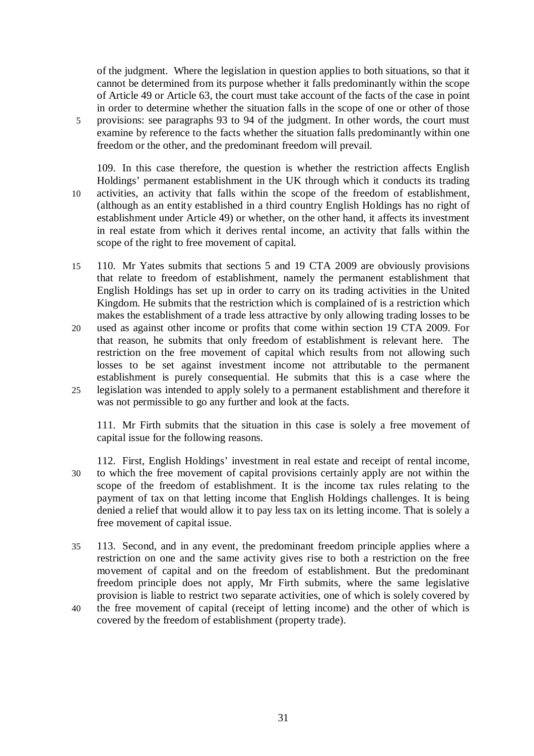of the judgment. Where the legislation in question applies to both situations, so that it cannot be determined from its purpose whether it falls predominantly within the scope of Article 49 or Article 63, the court must take account of the facts of the case in point in order to determine whether the situation falls in the scope of one or other of those provisions: see paragraphs 93 to 94 of the judgment. In other words, the court must examine by reference to the facts whether the situation falls predominantly within one freedom or the other, and the predominant freedom will prevail.

109. In this case therefore, the question is whether the restriction affects English Holdings' permanent establishment in the UK through which it conducts its trading activities, an activity that falls within the scope of the freedom of establishment, (although as an entity established in a third country English Holdings has no right of establishment under Article 49) or whether, on the other hand, it affects its investment in real estate from which it derives rental income, an activity that falls within the scope of the right to free movement of capital.

110. Mr Yates submits that sections 5 and 19 CTA 2009 are obviously provisions that relate to freedom of establishment, namely the permanent establishment that English Holdings has set up in order to carry on its trading activities in the United Kingdom. He submits that the restriction which is complained of is a restriction which makes the establishment of a trade less attractive by only allowing trading losses to be used as against other income or profits that come within section 19 CTA 2009. For that reason, he submits that only freedom of establishment is relevant here. The restriction on the free movement of capital which results from not allowing such losses to be set against investment income not attributable to the permanent establishment is purely consequential. He submits that this is a case where the legislation was intended to apply solely to a permanent establishment and therefore it was not permissible to go any further and look at the facts.

111. Mr Firth submits that the situation in this case is solely a free movement of capital issue for the following reasons.

112. First, English Holdings' investment in real estate and receipt of rental income, to which the free movement of capital provisions certainly apply are not within the scope of the freedom of establishment. It is the income tax rules relating to the payment of tax on that letting income that English Holdings challenges. It is being denied a relief that would allow it to pay less tax on its letting income. That is solely a free movement of capital issue.

113. Second, and in any event, the predominant freedom principle applies where a restriction on one and the same activity gives rise to both a restriction on the free movement of capital and on the freedom of establishment. But the predominant freedom principle does not apply, Mr Firth submits, where the same legislative provision is liable to restrict two separate activities, one of which is solely covered by the free movement of capital (receipt of letting income) and the other of which is covered by the freedom of establishment (property trade).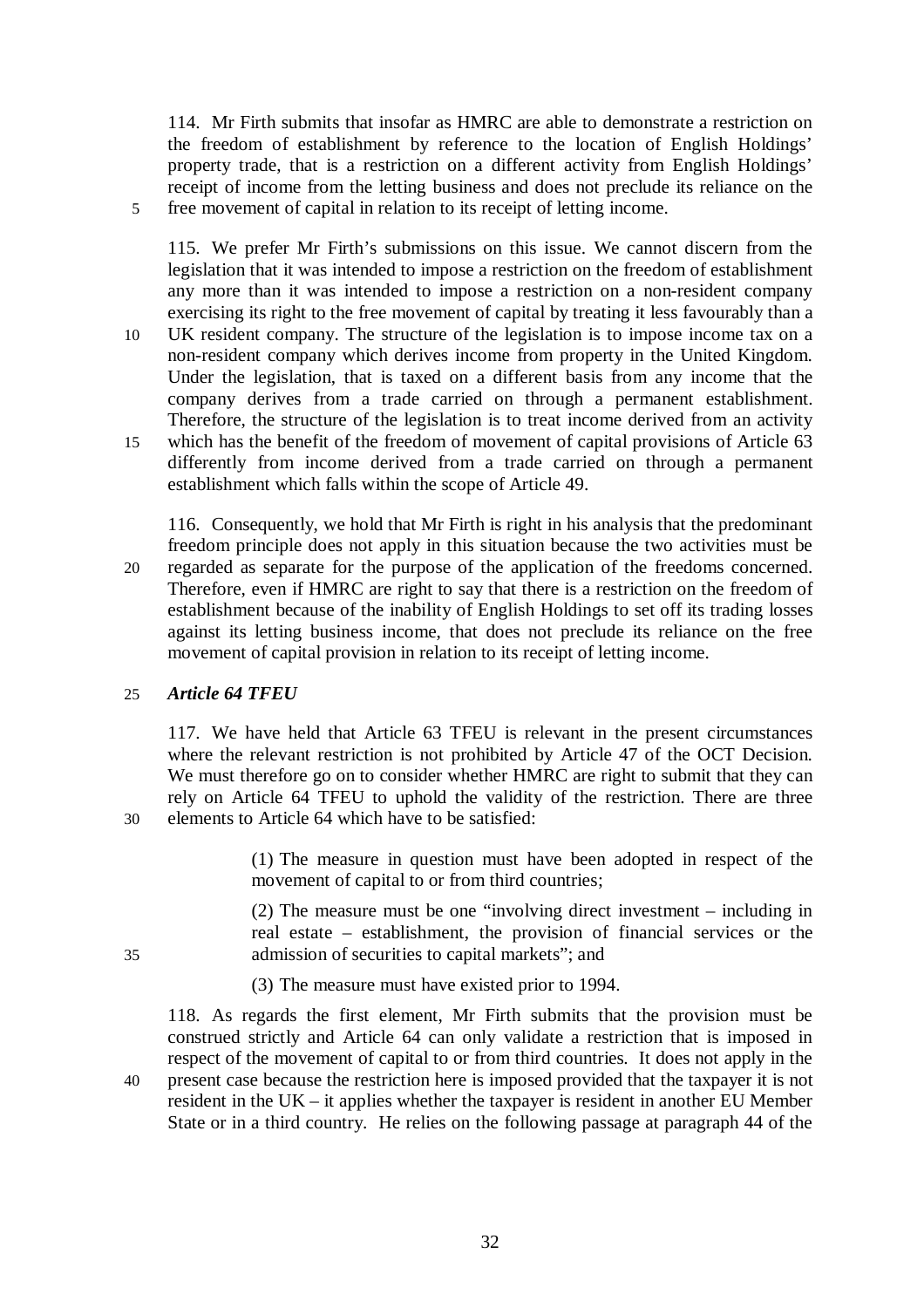114. Mr Firth submits that insofar as HMRC are able to demonstrate a restriction on the freedom of establishment by reference to the location of English Holdings' property trade, that is a restriction on a different activity from English Holdings' receipt of income from the letting business and does not preclude its reliance on the free movement of capital in relation to its receipt of letting income.

115. We prefer Mr Firth's submissions on this issue. We cannot discern from the legislation that it was intended to impose a restriction on the freedom of establishment any more than it was intended to impose a restriction on a non-resident company exercising its right to the free movement of capital by treating it less favourably than a UK resident company. The structure of the legislation is to impose income tax on a non-resident company which derives income from property in the United Kingdom. Under the legislation, that is taxed on a different basis from any income that the company derives from a trade carried on through a permanent establishment. Therefore, the structure of the legislation is to treat income derived from an activity which has the benefit of the freedom of movement of capital provisions of Article 63 differently from income derived from a trade carried on through a permanent establishment which falls within the scope of Article 49.

116. Consequently, we hold that Mr Firth is right in his analysis that the predominant freedom principle does not apply in this situation because the two activities must be regarded as separate for the purpose of the application of the freedoms concerned. Therefore, even if HMRC are right to say that there is a restriction on the freedom of establishment because of the inability of English Holdings to set off its trading losses against its letting business income, that does not preclude its reliance on the free movement of capital provision in relation to its receipt of letting income.

### *Article 64 TFEU*

117. We have held that Article 63 TFEU is relevant in the present circumstances where the relevant restriction is not prohibited by Article 47 of the OCT Decision. We must therefore go on to consider whether HMRC are right to submit that they can rely on Article 64 TFEU to uphold the validity of the restriction. There are three elements to Article 64 which have to be satisfied:

> (1) The measure in question must have been adopted in respect of the movement of capital to or from third countries;
>
> (2) The measure must be one "involving direct investment – including in real estate – establishment, the provision of financial services or the admission of securities to capital markets"; and
>
> (3) The measure must have existed prior to 1994.

118. As regards the first element, Mr Firth submits that the provision must be construed strictly and Article 64 can only validate a restriction that is imposed in respect of the movement of capital to or from third countries. It does not apply in the present case because the restriction here is imposed provided that the taxpayer it is not resident in the UK – it applies whether the taxpayer is resident in another EU Member State or in a third country. He relies on the following passage at paragraph 44 of the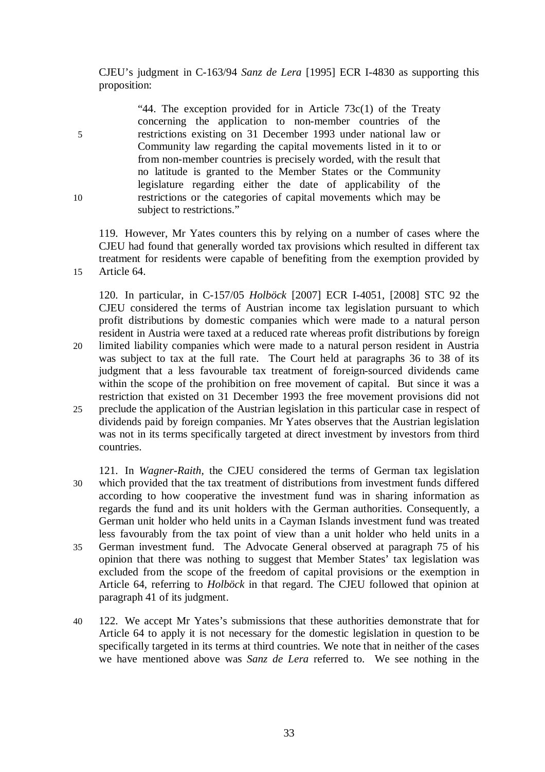CJEU's judgment in C-163/94 *Sanz de Lera* [1995] ECR I-4830 as supporting this proposition:

> "44. The exception provided for in Article 73c(1) of the Treaty concerning the application to non-member countries of the restrictions existing on 31 December 1993 under national law or Community law regarding the capital movements listed in it to or from non-member countries is precisely worded, with the result that no latitude is granted to the Member States or the Community legislature regarding either the date of applicability of the restrictions or the categories of capital movements which may be subject to restrictions."

119. However, Mr Yates counters this by relying on a number of cases where the CJEU had found that generally worded tax provisions which resulted in different tax treatment for residents were capable of benefiting from the exemption provided by Article 64.

120. In particular, in C-157/05 *Holböck* [2007] ECR I-4051, [2008] STC 92 the CJEU considered the terms of Austrian income tax legislation pursuant to which profit distributions by domestic companies which were made to a natural person resident in Austria were taxed at a reduced rate whereas profit distributions by foreign limited liability companies which were made to a natural person resident in Austria was subject to tax at the full rate. The Court held at paragraphs 36 to 38 of its judgment that a less favourable tax treatment of foreign-sourced dividends came within the scope of the prohibition on free movement of capital. But since it was a restriction that existed on 31 December 1993 the free movement provisions did not preclude the application of the Austrian legislation in this particular case in respect of dividends paid by foreign companies. Mr Yates observes that the Austrian legislation was not in its terms specifically targeted at direct investment by investors from third countries.

121. In *Wagner-Raith*, the CJEU considered the terms of German tax legislation which provided that the tax treatment of distributions from investment funds differed according to how cooperative the investment fund was in sharing information as regards the fund and its unit holders with the German authorities. Consequently, a German unit holder who held units in a Cayman Islands investment fund was treated less favourably from the tax point of view than a unit holder who held units in a German investment fund. The Advocate General observed at paragraph 75 of his opinion that there was nothing to suggest that Member States' tax legislation was excluded from the scope of the freedom of capital provisions or the exemption in Article 64, referring to *Holböck* in that regard. The CJEU followed that opinion at paragraph 41 of its judgment.

122. We accept Mr Yates's submissions that these authorities demonstrate that for Article 64 to apply it is not necessary for the domestic legislation in question to be specifically targeted in its terms at third countries. We note that in neither of the cases we have mentioned above was *Sanz de Lera* referred to. We see nothing in the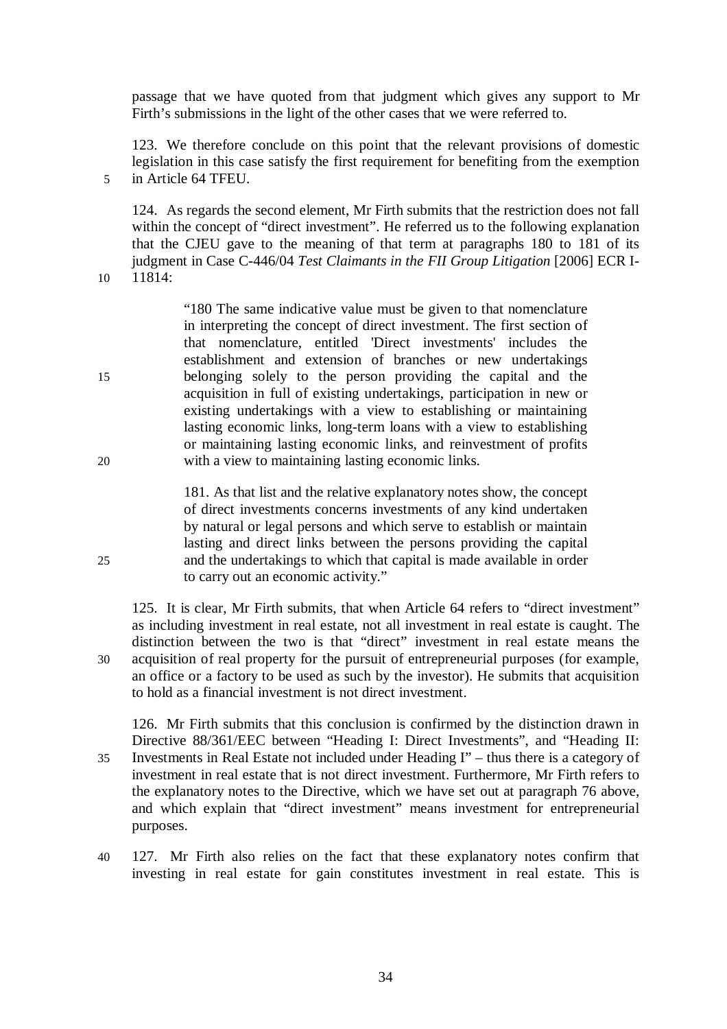passage that we have quoted from that judgment which gives any support to Mr Firth's submissions in the light of the other cases that we were referred to.

123. We therefore conclude on this point that the relevant provisions of domestic legislation in this case satisfy the first requirement for benefiting from the exemption in Article 64 TFEU.

124. As regards the second element, Mr Firth submits that the restriction does not fall within the concept of "direct investment". He referred us to the following explanation that the CJEU gave to the meaning of that term at paragraphs 180 to 181 of its judgment in Case C-446/04 *Test Claimants in the FII Group Litigation* [2006] ECR I-11814:

> "180 The same indicative value must be given to that nomenclature in interpreting the concept of direct investment. The first section of that nomenclature, entitled 'Direct investments' includes the establishment and extension of branches or new undertakings belonging solely to the person providing the capital and the acquisition in full of existing undertakings, participation in new or existing undertakings with a view to establishing or maintaining lasting economic links, long-term loans with a view to establishing or maintaining lasting economic links, and reinvestment of profits with a view to maintaining lasting economic links.
>
> 181. As that list and the relative explanatory notes show, the concept of direct investments concerns investments of any kind undertaken by natural or legal persons and which serve to establish or maintain lasting and direct links between the persons providing the capital and the undertakings to which that capital is made available in order to carry out an economic activity."

125. It is clear, Mr Firth submits, that when Article 64 refers to "direct investment" as including investment in real estate, not all investment in real estate is caught. The distinction between the two is that "direct" investment in real estate means the acquisition of real property for the pursuit of entrepreneurial purposes (for example, an office or a factory to be used as such by the investor). He submits that acquisition to hold as a financial investment is not direct investment.

126. Mr Firth submits that this conclusion is confirmed by the distinction drawn in Directive 88/361/EEC between "Heading I: Direct Investments", and "Heading II: Investments in Real Estate not included under Heading I" – thus there is a category of investment in real estate that is not direct investment. Furthermore, Mr Firth refers to the explanatory notes to the Directive, which we have set out at paragraph 76 above, and which explain that "direct investment" means investment for entrepreneurial purposes.

127. Mr Firth also relies on the fact that these explanatory notes confirm that investing in real estate for gain constitutes investment in real estate. This is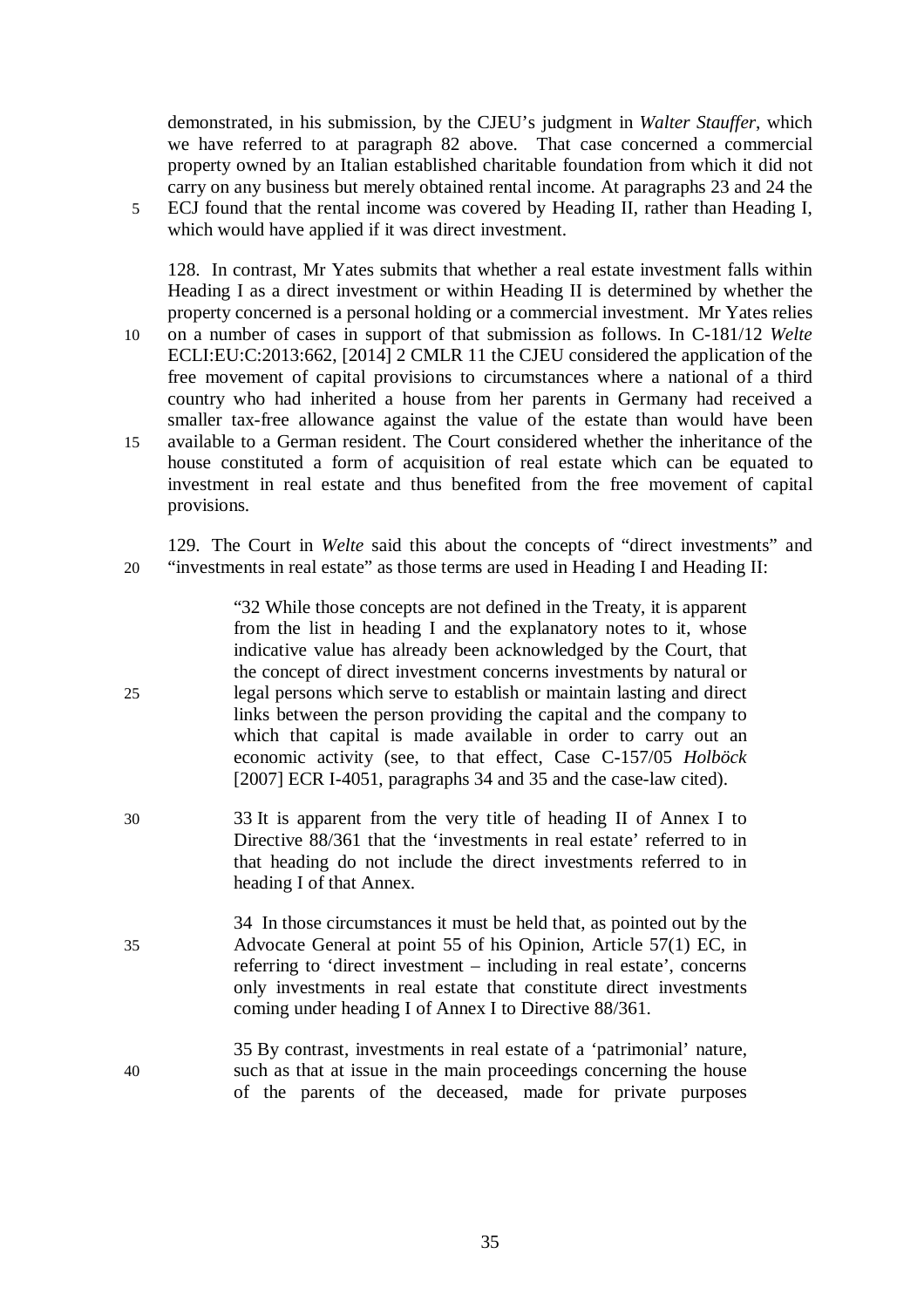demonstrated, in his submission, by the CJEU's judgment in *Walter Stauffer*, which we have referred to at paragraph 82 above. That case concerned a commercial property owned by an Italian established charitable foundation from which it did not carry on any business but merely obtained rental income. At paragraphs 23 and 24 the ECJ found that the rental income was covered by Heading II, rather than Heading I, which would have applied if it was direct investment.

128. In contrast, Mr Yates submits that whether a real estate investment falls within Heading I as a direct investment or within Heading II is determined by whether the property concerned is a personal holding or a commercial investment. Mr Yates relies on a number of cases in support of that submission as follows. In C-181/12 *Welte* ECLI:EU:C:2013:662, [2014] 2 CMLR 11 the CJEU considered the application of the free movement of capital provisions to circumstances where a national of a third country who had inherited a house from her parents in Germany had received a smaller tax-free allowance against the value of the estate than would have been available to a German resident. The Court considered whether the inheritance of the house constituted a form of acquisition of real estate which can be equated to investment in real estate and thus benefited from the free movement of capital provisions.

129. The Court in *Welte* said this about the concepts of "direct investments" and "investments in real estate" as those terms are used in Heading I and Heading II:

> "32 While those concepts are not defined in the Treaty, it is apparent from the list in heading I and the explanatory notes to it, whose indicative value has already been acknowledged by the Court, that the concept of direct investment concerns investments by natural or legal persons which serve to establish or maintain lasting and direct links between the person providing the capital and the company to which that capital is made available in order to carry out an economic activity (see, to that effect, Case C-157/05 *Holböck* [2007] ECR I-4051, paragraphs 34 and 35 and the case-law cited).
>
> 33 It is apparent from the very title of heading II of Annex I to Directive 88/361 that the 'investments in real estate' referred to in that heading do not include the direct investments referred to in heading I of that Annex.
>
> 34 In those circumstances it must be held that, as pointed out by the Advocate General at point 55 of his Opinion, Article 57(1) EC, in referring to 'direct investment – including in real estate', concerns only investments in real estate that constitute direct investments coming under heading I of Annex I to Directive 88/361.
>
> 35 By contrast, investments in real estate of a 'patrimonial' nature, such as that at issue in the main proceedings concerning the house of the parents of the deceased, made for private purposes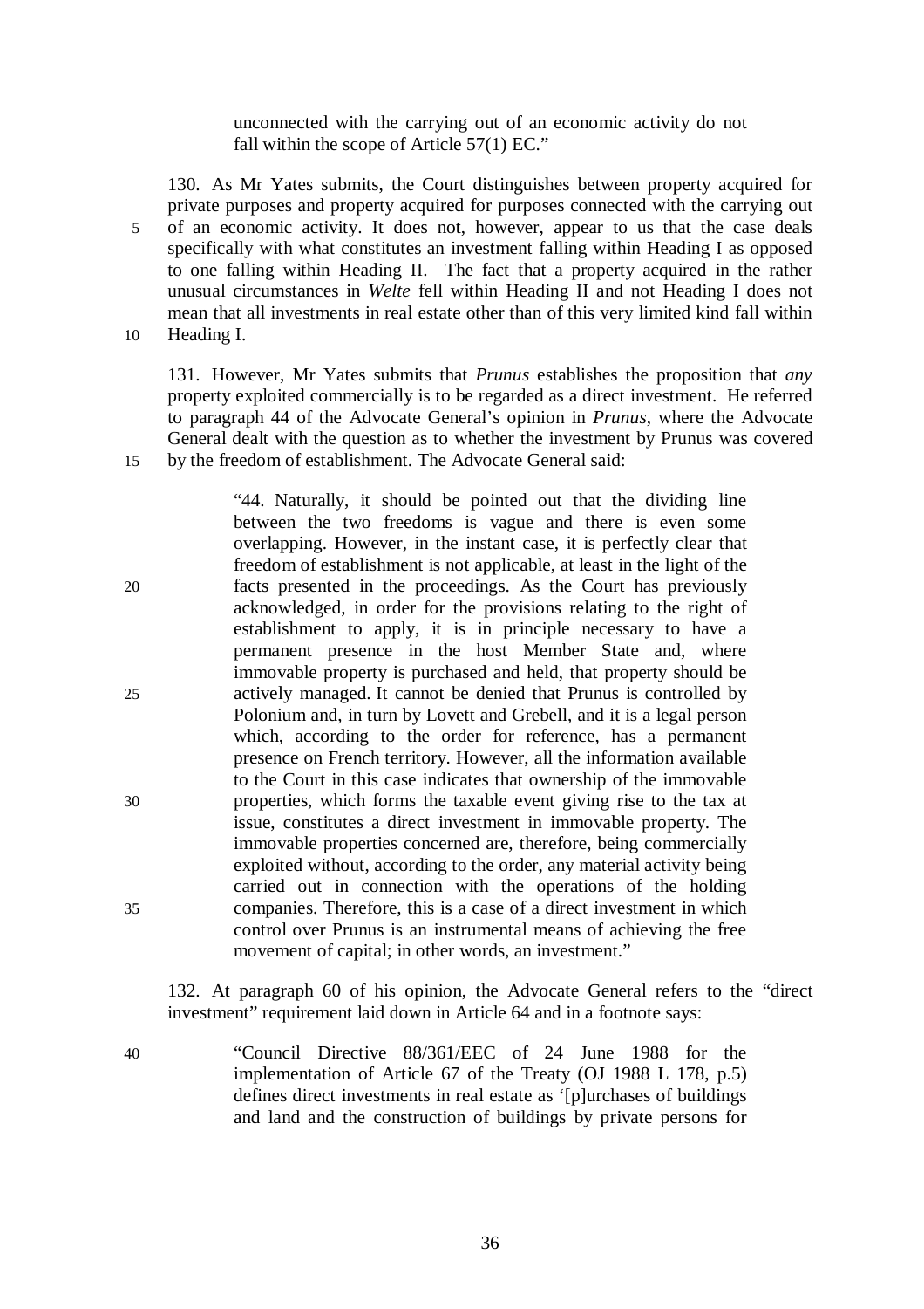> unconnected with the carrying out of an economic activity do not fall within the scope of Article 57(1) EC."

130. As Mr Yates submits, the Court distinguishes between property acquired for private purposes and property acquired for purposes connected with the carrying out of an economic activity. It does not, however, appear to us that the case deals specifically with what constitutes an investment falling within Heading I as opposed to one falling within Heading II. The fact that a property acquired in the rather unusual circumstances in *Welte* fell within Heading II and not Heading I does not mean that all investments in real estate other than of this very limited kind fall within Heading I.

131. However, Mr Yates submits that *Prunus* establishes the proposition that *any* property exploited commercially is to be regarded as a direct investment. He referred to paragraph 44 of the Advocate General's opinion in *Prunus*, where the Advocate General dealt with the question as to whether the investment by Prunus was covered by the freedom of establishment. The Advocate General said:

> "44. Naturally, it should be pointed out that the dividing line between the two freedoms is vague and there is even some overlapping. However, in the instant case, it is perfectly clear that freedom of establishment is not applicable, at least in the light of the facts presented in the proceedings. As the Court has previously acknowledged, in order for the provisions relating to the right of establishment to apply, it is in principle necessary to have a permanent presence in the host Member State and, where immovable property is purchased and held, that property should be actively managed. It cannot be denied that Prunus is controlled by Polonium and, in turn by Lovett and Grebell, and it is a legal person which, according to the order for reference, has a permanent presence on French territory. However, all the information available to the Court in this case indicates that ownership of the immovable properties, which forms the taxable event giving rise to the tax at issue, constitutes a direct investment in immovable property. The immovable properties concerned are, therefore, being commercially exploited without, according to the order, any material activity being carried out in connection with the operations of the holding companies. Therefore, this is a case of a direct investment in which control over Prunus is an instrumental means of achieving the free movement of capital; in other words, an investment."

132. At paragraph 60 of his opinion, the Advocate General refers to the "direct investment" requirement laid down in Article 64 and in a footnote says:

> "Council Directive 88/361/EEC of 24 June 1988 for the implementation of Article 67 of the Treaty (OJ 1988 L 178, p.5) defines direct investments in real estate as '[p]urchases of buildings and land and the construction of buildings by private persons for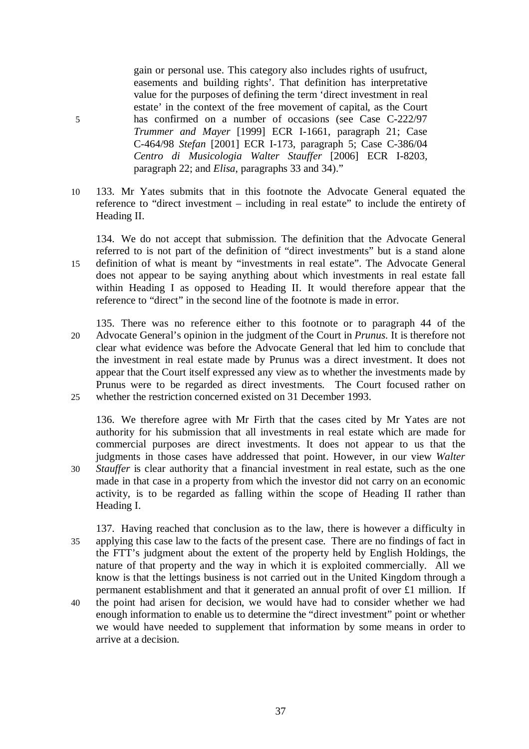> gain or personal use. This category also includes rights of usufruct, easements and building rights'. That definition has interpretative value for the purposes of defining the term 'direct investment in real estate' in the context of the free movement of capital, as the Court has confirmed on a number of occasions (see Case C-222/97 *Trummer and Mayer* [1999] ECR I-1661, paragraph 21; Case C-464/98 *Stefan* [2001] ECR I-173, paragraph 5; Case C-386/04 *Centro di Musicologia Walter Stauffer* [2006] ECR I-8203, paragraph 22; and *Elisa*, paragraphs 33 and 34)."

133. Mr Yates submits that in this footnote the Advocate General equated the reference to "direct investment – including in real estate" to include the entirety of Heading II.

134. We do not accept that submission. The definition that the Advocate General referred to is not part of the definition of "direct investments" but is a stand alone definition of what is meant by "investments in real estate". The Advocate General does not appear to be saying anything about which investments in real estate fall within Heading I as opposed to Heading II. It would therefore appear that the reference to "direct" in the second line of the footnote is made in error.

135. There was no reference either to this footnote or to paragraph 44 of the Advocate General's opinion in the judgment of the Court in *Prunus*. It is therefore not clear what evidence was before the Advocate General that led him to conclude that the investment in real estate made by Prunus was a direct investment. It does not appear that the Court itself expressed any view as to whether the investments made by Prunus were to be regarded as direct investments. The Court focused rather on whether the restriction concerned existed on 31 December 1993.

136. We therefore agree with Mr Firth that the cases cited by Mr Yates are not authority for his submission that all investments in real estate which are made for commercial purposes are direct investments. It does not appear to us that the judgments in those cases have addressed that point. However, in our view *Walter Stauffer* is clear authority that a financial investment in real estate, such as the one made in that case in a property from which the investor did not carry on an economic activity, is to be regarded as falling within the scope of Heading II rather than Heading I.

137. Having reached that conclusion as to the law, there is however a difficulty in applying this case law to the facts of the present case. There are no findings of fact in the FTT's judgment about the extent of the property held by English Holdings, the nature of that property and the way in which it is exploited commercially. All we know is that the lettings business is not carried out in the United Kingdom through a permanent establishment and that it generated an annual profit of over £1 million. If the point had arisen for decision, we would have had to consider whether we had enough information to enable us to determine the "direct investment" point or whether we would have needed to supplement that information by some means in order to arrive at a decision.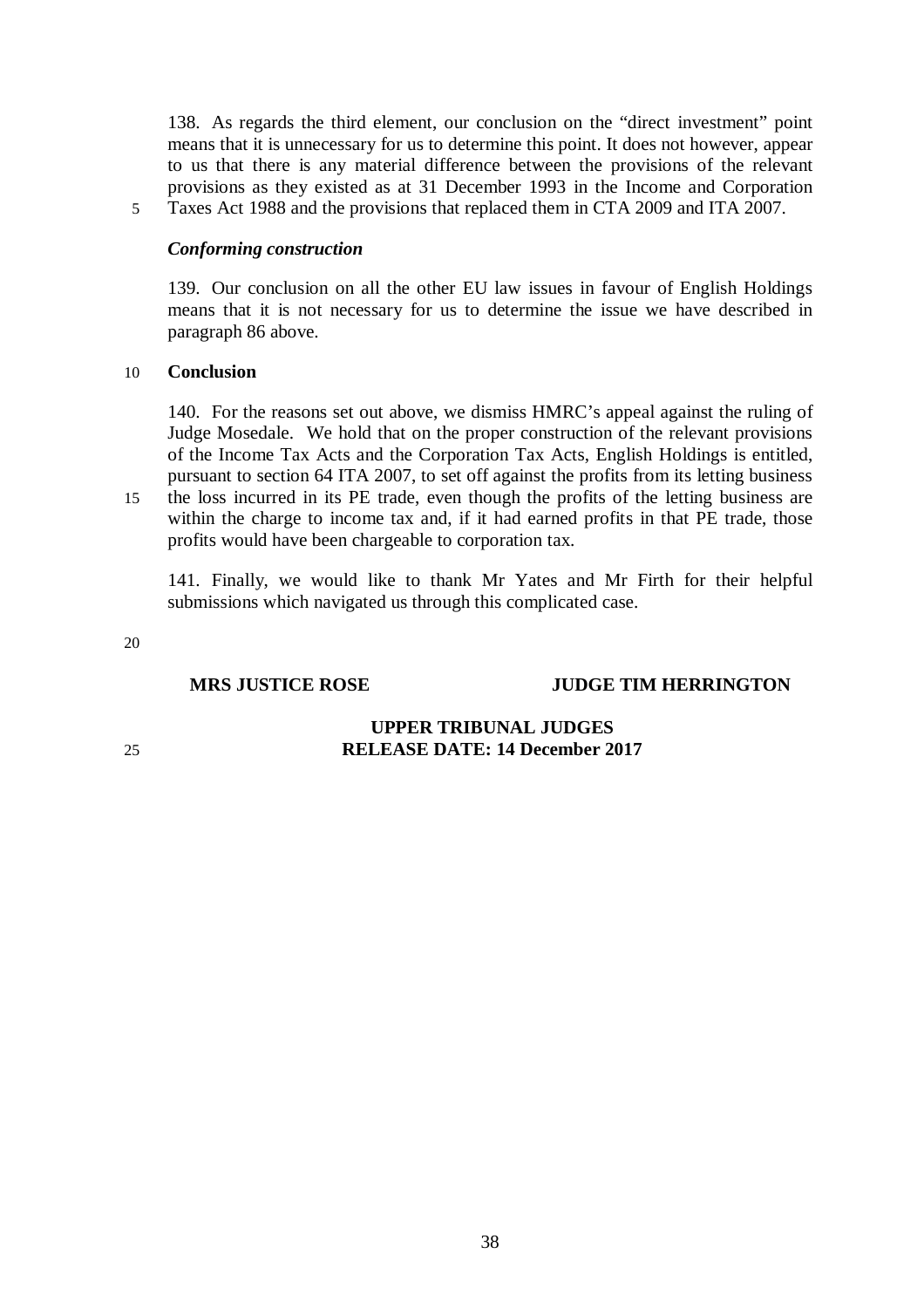138. As regards the third element, our conclusion on the "direct investment" point means that it is unnecessary for us to determine this point. It does not however, appear to us that there is any material difference between the provisions of the relevant provisions as they existed as at 31 December 1993 in the Income and Corporation Taxes Act 1988 and the provisions that replaced them in CTA 2009 and ITA 2007.

### *Conforming construction*

139. Our conclusion on all the other EU law issues in favour of English Holdings means that it is not necessary for us to determine the issue we have described in paragraph 86 above.

## Conclusion

140. For the reasons set out above, we dismiss HMRC's appeal against the ruling of Judge Mosedale. We hold that on the proper construction of the relevant provisions of the Income Tax Acts and the Corporation Tax Acts, English Holdings is entitled, pursuant to section 64 ITA 2007, to set off against the profits from its letting business the loss incurred in its PE trade, even though the profits of the letting business are within the charge to income tax and, if it had earned profits in that PE trade, those profits would have been chargeable to corporation tax.

141. Finally, we would like to thank Mr Yates and Mr Firth for their helpful submissions which navigated us through this complicated case.

**MRS JUSTICE ROSE** **JUDGE TIM HERRINGTON**

**UPPER TRIBUNAL JUDGES**
**RELEASE DATE: 14 December 2017**